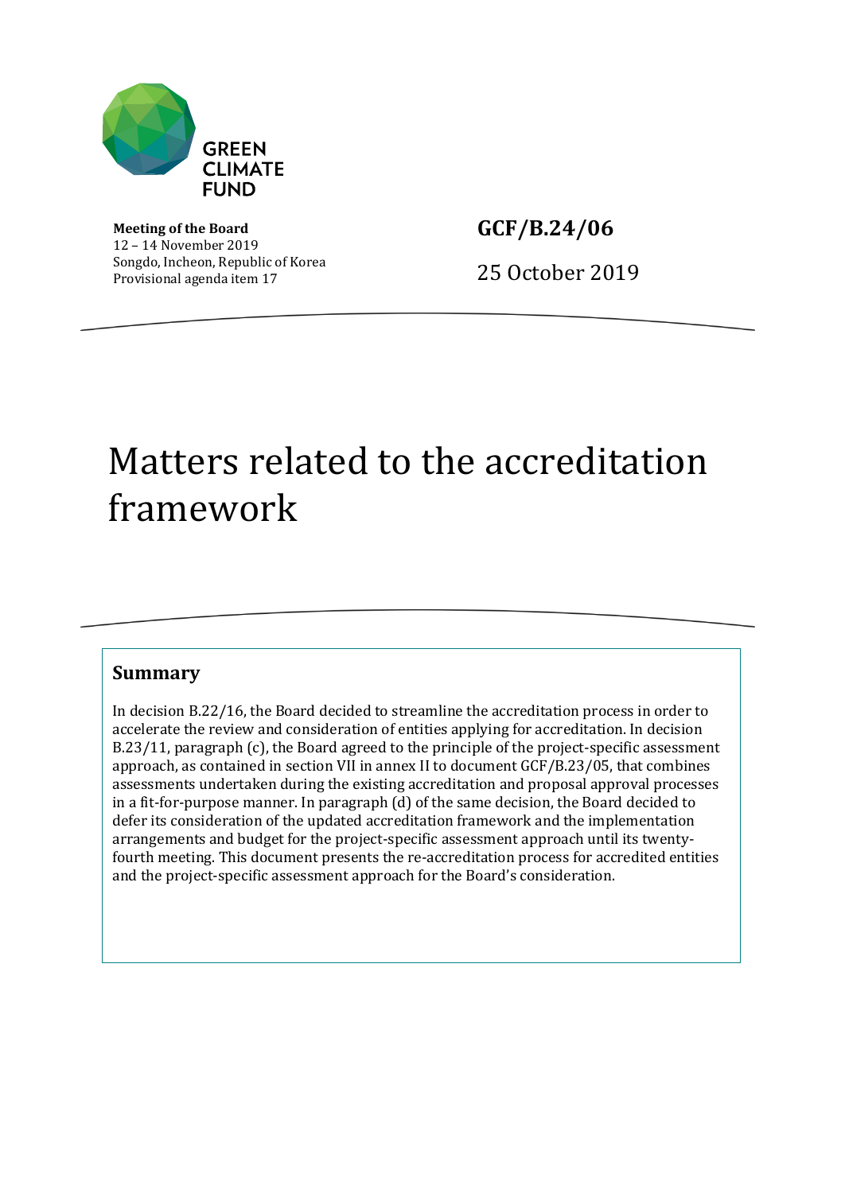GREEN
CLIMATE
FUND

**Meeting of the Board**
12 – 14 November 2019
Songdo, Incheon, Republic of Korea
Provisional agenda item 17

**GCF/B.24/06**

25 October 2019

# Matters related to the accreditation framework

## Summary

In decision B.22/16, the Board decided to streamline the accreditation process in order to accelerate the review and consideration of entities applying for accreditation. In decision B.23/11, paragraph (c), the Board agreed to the principle of the project-specific assessment approach, as contained in section VII in annex II to document GCF/B.23/05, that combines assessments undertaken during the existing accreditation and proposal approval processes in a fit-for-purpose manner. In paragraph (d) of the same decision, the Board decided to defer its consideration of the updated accreditation framework and the implementation arrangements and budget for the project-specific assessment approach until its twenty-fourth meeting. This document presents the re-accreditation process for accredited entities and the project-specific assessment approach for the Board's consideration.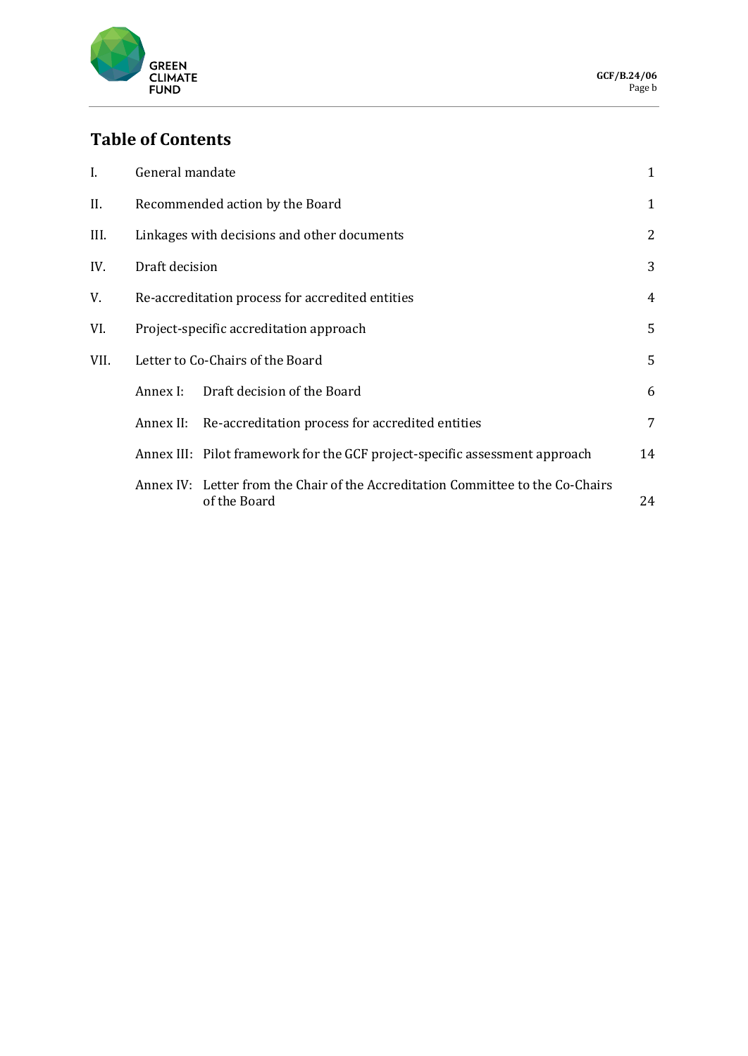# Table of Contents

| | | |
|---|---|---|
| I. | General mandate | 1 |
| II. | Recommended action by the Board | 1 |
| III. | Linkages with decisions and other documents | 2 |
| IV. | Draft decision | 3 |
| V. | Re-accreditation process for accredited entities | 4 |
| VI. | Project-specific accreditation approach | 5 |
| VII. | Letter to Co-Chairs of the Board | 5 |
| | Annex I: Draft decision of the Board | 6 |
| | Annex II: Re-accreditation process for accredited entities | 7 |
| | Annex III: Pilot framework for the GCF project-specific assessment approach | 14 |
| | Annex IV: Letter from the Chair of the Accreditation Committee to the Co-Chairs of the Board | 24 |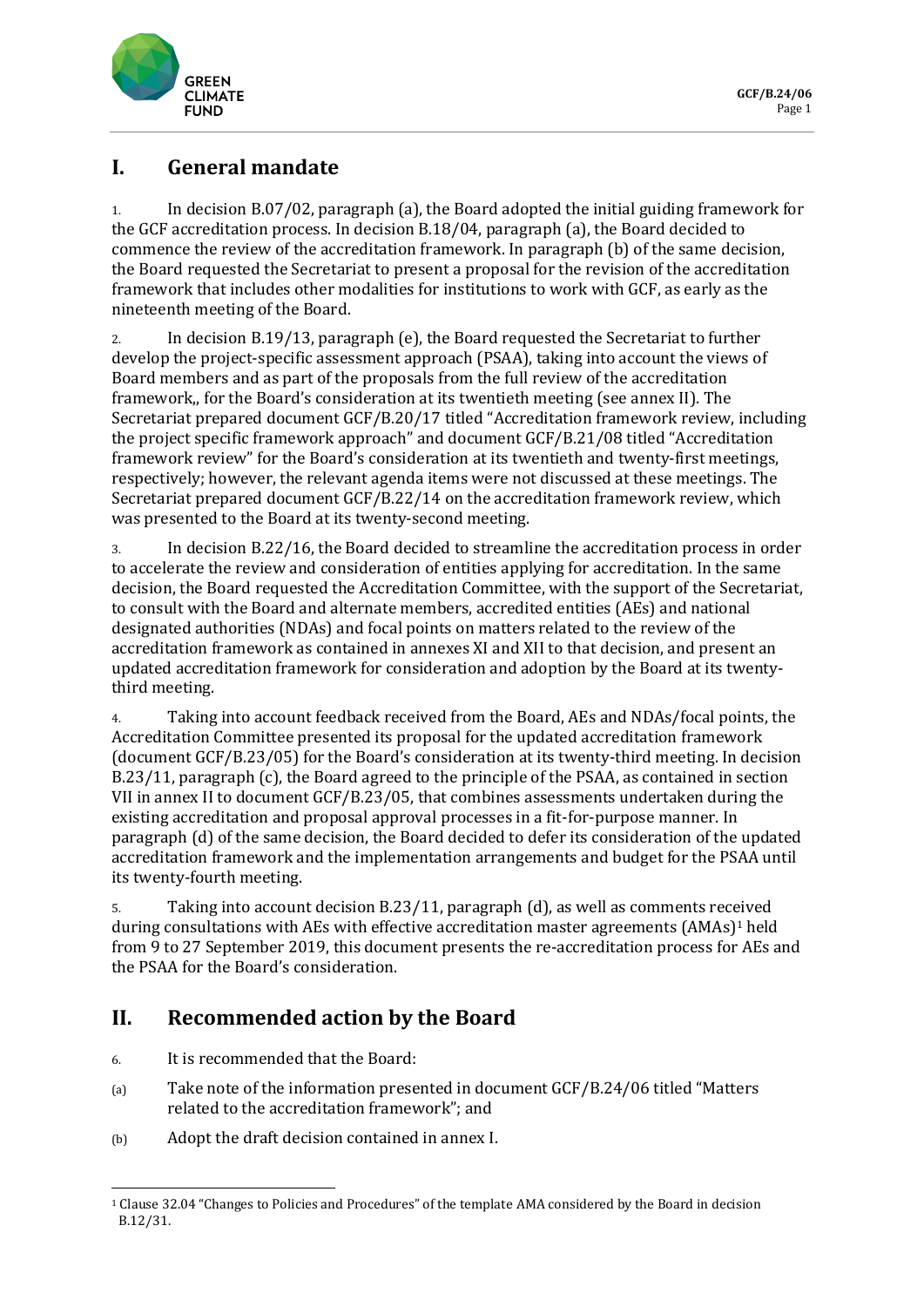# I. General mandate

1. In decision B.07/02, paragraph (a), the Board adopted the initial guiding framework for the GCF accreditation process. In decision B.18/04, paragraph (a), the Board decided to commence the review of the accreditation framework. In paragraph (b) of the same decision, the Board requested the Secretariat to present a proposal for the revision of the accreditation framework that includes other modalities for institutions to work with GCF, as early as the nineteenth meeting of the Board.

2. In decision B.19/13, paragraph (e), the Board requested the Secretariat to further develop the project-specific assessment approach (PSAA), taking into account the views of Board members and as part of the proposals from the full review of the accreditation framework,, for the Board's consideration at its twentieth meeting (see annex II). The Secretariat prepared document GCF/B.20/17 titled "Accreditation framework review, including the project specific framework approach" and document GCF/B.21/08 titled "Accreditation framework review" for the Board's consideration at its twentieth and twenty-first meetings, respectively; however, the relevant agenda items were not discussed at these meetings. The Secretariat prepared document GCF/B.22/14 on the accreditation framework review, which was presented to the Board at its twenty-second meeting.

3. In decision B.22/16, the Board decided to streamline the accreditation process in order to accelerate the review and consideration of entities applying for accreditation. In the same decision, the Board requested the Accreditation Committee, with the support of the Secretariat, to consult with the Board and alternate members, accredited entities (AEs) and national designated authorities (NDAs) and focal points on matters related to the review of the accreditation framework as contained in annexes XI and XII to that decision, and present an updated accreditation framework for consideration and adoption by the Board at its twenty-third meeting.

4. Taking into account feedback received from the Board, AEs and NDAs/focal points, the Accreditation Committee presented its proposal for the updated accreditation framework (document GCF/B.23/05) for the Board's consideration at its twenty-third meeting. In decision B.23/11, paragraph (c), the Board agreed to the principle of the PSAA, as contained in section VII in annex II to document GCF/B.23/05, that combines assessments undertaken during the existing accreditation and proposal approval processes in a fit-for-purpose manner. In paragraph (d) of the same decision, the Board decided to defer its consideration of the updated accreditation framework and the implementation arrangements and budget for the PSAA until its twenty-fourth meeting.

5. Taking into account decision B.23/11, paragraph (d), as well as comments received during consultations with AEs with effective accreditation master agreements (AMAs)[1] held from 9 to 27 September 2019, this document presents the re-accreditation process for AEs and the PSAA for the Board's consideration.

# II. Recommended action by the Board

6. It is recommended that the Board:

(a) Take note of the information presented in document GCF/B.24/06 titled "Matters related to the accreditation framework"; and

(b) Adopt the draft decision contained in annex I.

[1] Clause 32.04 "Changes to Policies and Procedures" of the template AMA considered by the Board in decision B.12/31.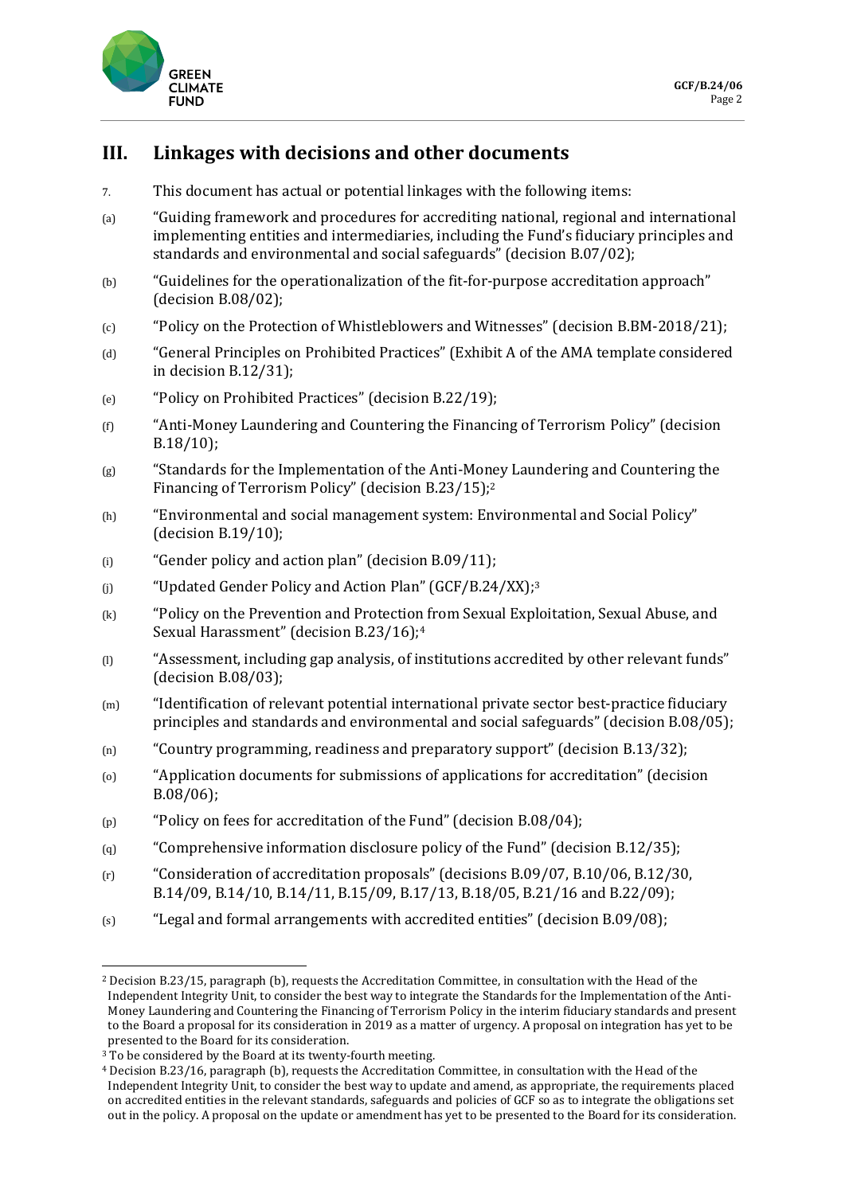## III. Linkages with decisions and other documents

7. This document has actual or potential linkages with the following items:

(a) "Guiding framework and procedures for accrediting national, regional and international implementing entities and intermediaries, including the Fund's fiduciary principles and standards and environmental and social safeguards" (decision B.07/02);

(b) "Guidelines for the operationalization of the fit-for-purpose accreditation approach" (decision B.08/02);

(c) "Policy on the Protection of Whistleblowers and Witnesses" (decision B.BM-2018/21);

(d) "General Principles on Prohibited Practices" (Exhibit A of the AMA template considered in decision B.12/31);

(e) "Policy on Prohibited Practices" (decision B.22/19);

(f) "Anti-Money Laundering and Countering the Financing of Terrorism Policy" (decision B.18/10);

(g) "Standards for the Implementation of the Anti-Money Laundering and Countering the Financing of Terrorism Policy" (decision B.23/15);[2]

(h) "Environmental and social management system: Environmental and Social Policy" (decision B.19/10);

(i) "Gender policy and action plan" (decision B.09/11);

(j) "Updated Gender Policy and Action Plan" (GCF/B.24/XX);[3]

(k) "Policy on the Prevention and Protection from Sexual Exploitation, Sexual Abuse, and Sexual Harassment" (decision B.23/16);[4]

(l) "Assessment, including gap analysis, of institutions accredited by other relevant funds" (decision B.08/03);

(m) "Identification of relevant potential international private sector best-practice fiduciary principles and standards and environmental and social safeguards" (decision B.08/05);

(n) "Country programming, readiness and preparatory support" (decision B.13/32);

(o) "Application documents for submissions of applications for accreditation" (decision B.08/06);

(p) "Policy on fees for accreditation of the Fund" (decision B.08/04);

(q) "Comprehensive information disclosure policy of the Fund" (decision B.12/35);

(r) "Consideration of accreditation proposals" (decisions B.09/07, B.10/06, B.12/30, B.14/09, B.14/10, B.14/11, B.15/09, B.17/13, B.18/05, B.21/16 and B.22/09);

(s) "Legal and formal arrangements with accredited entities" (decision B.09/08);

---

[2] Decision B.23/15, paragraph (b), requests the Accreditation Committee, in consultation with the Head of the Independent Integrity Unit, to consider the best way to integrate the Standards for the Implementation of the Anti-Money Laundering and Countering the Financing of Terrorism Policy in the interim fiduciary standards and present to the Board a proposal for its consideration in 2019 as a matter of urgency. A proposal on integration has yet to be presented to the Board for its consideration.

[3] To be considered by the Board at its twenty-fourth meeting.

[4] Decision B.23/16, paragraph (b), requests the Accreditation Committee, in consultation with the Head of the Independent Integrity Unit, to consider the best way to update and amend, as appropriate, the requirements placed on accredited entities in the relevant standards, safeguards and policies of GCF so as to integrate the obligations set out in the policy. A proposal on the update or amendment has yet to be presented to the Board for its consideration.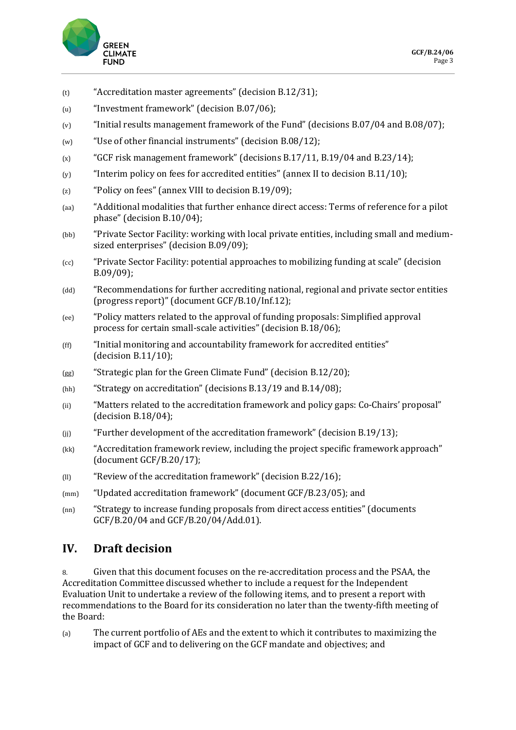(t) "Accreditation master agreements" (decision B.12/31);

(u) "Investment framework" (decision B.07/06);

(v) "Initial results management framework of the Fund" (decisions B.07/04 and B.08/07);

(w) "Use of other financial instruments" (decision B.08/12);

(x) "GCF risk management framework" (decisions B.17/11, B.19/04 and B.23/14);

(y) "Interim policy on fees for accredited entities" (annex II to decision B.11/10);

(z) "Policy on fees" (annex VIII to decision B.19/09);

(aa) "Additional modalities that further enhance direct access: Terms of reference for a pilot phase" (decision B.10/04);

(bb) "Private Sector Facility: working with local private entities, including small and medium-sized enterprises" (decision B.09/09);

(cc) "Private Sector Facility: potential approaches to mobilizing funding at scale" (decision B.09/09);

(dd) "Recommendations for further accrediting national, regional and private sector entities (progress report)" (document GCF/B.10/Inf.12);

(ee) "Policy matters related to the approval of funding proposals: Simplified approval process for certain small-scale activities" (decision B.18/06);

(ff) "Initial monitoring and accountability framework for accredited entities" (decision B.11/10);

(gg) "Strategic plan for the Green Climate Fund" (decision B.12/20);

(hh) "Strategy on accreditation" (decisions B.13/19 and B.14/08);

(ii) "Matters related to the accreditation framework and policy gaps: Co-Chairs' proposal" (decision B.18/04);

(jj) "Further development of the accreditation framework" (decision B.19/13);

(kk) "Accreditation framework review, including the project specific framework approach" (document GCF/B.20/17);

(ll) "Review of the accreditation framework" (decision B.22/16);

(mm) "Updated accreditation framework" (document GCF/B.23/05); and

(nn) "Strategy to increase funding proposals from direct access entities" (documents GCF/B.20/04 and GCF/B.20/04/Add.01).

## IV. Draft decision

8. Given that this document focuses on the re-accreditation process and the PSAA, the Accreditation Committee discussed whether to include a request for the Independent Evaluation Unit to undertake a review of the following items, and to present a report with recommendations to the Board for its consideration no later than the twenty-fifth meeting of the Board:

(a) The current portfolio of AEs and the extent to which it contributes to maximizing the impact of GCF and to delivering on the GCF mandate and objectives; and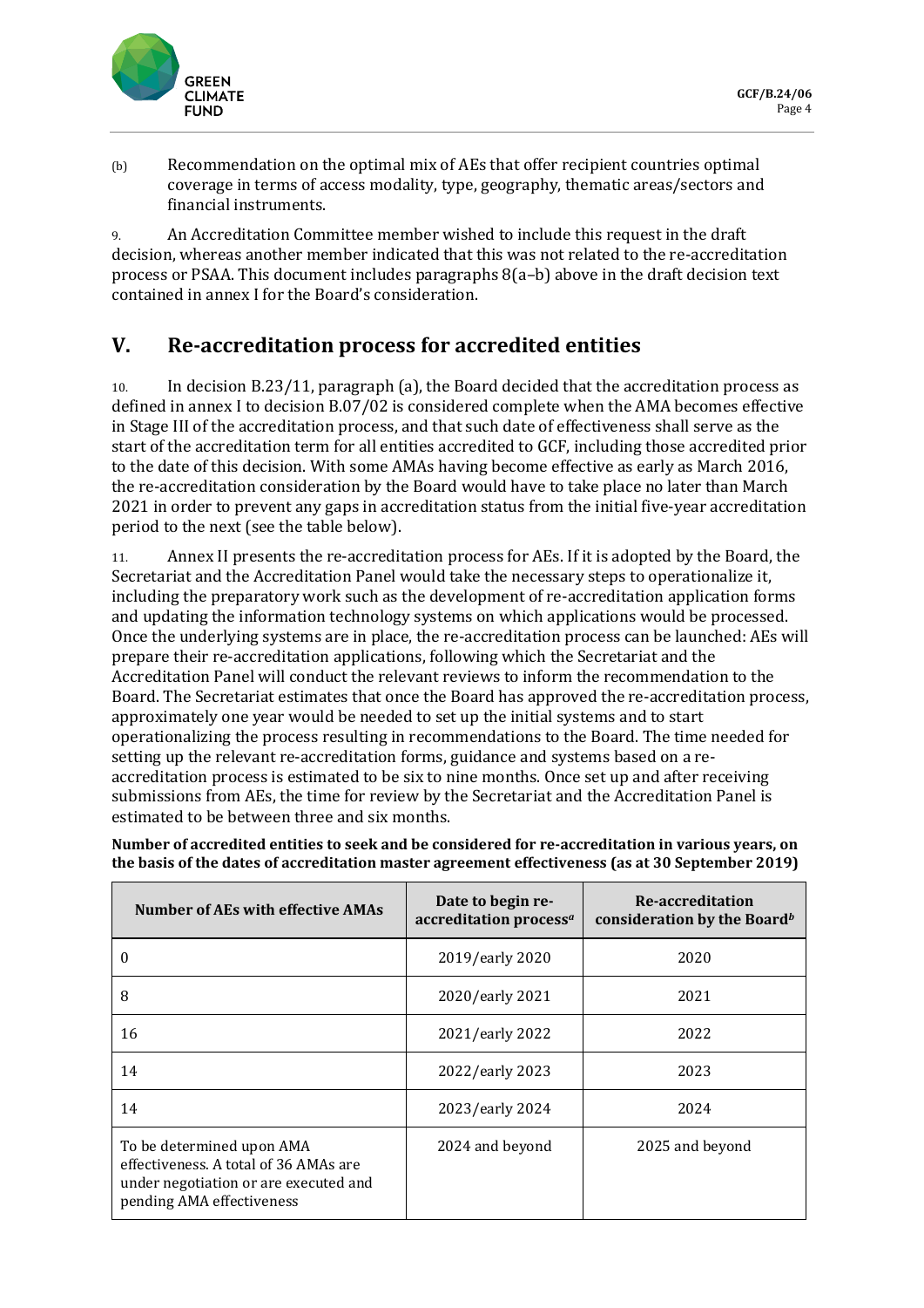(b) Recommendation on the optimal mix of AEs that offer recipient countries optimal coverage in terms of access modality, type, geography, thematic areas/sectors and financial instruments.

9. An Accreditation Committee member wished to include this request in the draft decision, whereas another member indicated that this was not related to the re-accreditation process or PSAA. This document includes paragraphs 8(a–b) above in the draft decision text contained in annex I for the Board's consideration.

## V. Re-accreditation process for accredited entities

10. In decision B.23/11, paragraph (a), the Board decided that the accreditation process as defined in annex I to decision B.07/02 is considered complete when the AMA becomes effective in Stage III of the accreditation process, and that such date of effectiveness shall serve as the start of the accreditation term for all entities accredited to GCF, including those accredited prior to the date of this decision. With some AMAs having become effective as early as March 2016, the re-accreditation consideration by the Board would have to take place no later than March 2021 in order to prevent any gaps in accreditation status from the initial five-year accreditation period to the next (see the table below).

11. Annex II presents the re-accreditation process for AEs. If it is adopted by the Board, the Secretariat and the Accreditation Panel would take the necessary steps to operationalize it, including the preparatory work such as the development of re-accreditation application forms and updating the information technology systems on which applications would be processed. Once the underlying systems are in place, the re-accreditation process can be launched: AEs will prepare their re-accreditation applications, following which the Secretariat and the Accreditation Panel will conduct the relevant reviews to inform the recommendation to the Board. The Secretariat estimates that once the Board has approved the re-accreditation process, approximately one year would be needed to set up the initial systems and to start operationalizing the process resulting in recommendations to the Board. The time needed for setting up the relevant re-accreditation forms, guidance and systems based on a re-accreditation process is estimated to be six to nine months. Once set up and after receiving submissions from AEs, the time for review by the Secretariat and the Accreditation Panel is estimated to be between three and six months.

**Number of accredited entities to seek and be considered for re-accreditation in various years, on the basis of the dates of accreditation master agreement effectiveness (as at 30 September 2019)**

| Number of AEs with effective AMAs | Date to begin re-accreditation process[a] | Re-accreditation consideration by the Board[b] |
|---|---|---|
| 0 | 2019/early 2020 | 2020 |
| 8 | 2020/early 2021 | 2021 |
| 16 | 2021/early 2022 | 2022 |
| 14 | 2022/early 2023 | 2023 |
| 14 | 2023/early 2024 | 2024 |
| To be determined upon AMA effectiveness. A total of 36 AMAs are under negotiation or are executed and pending AMA effectiveness | 2024 and beyond | 2025 and beyond |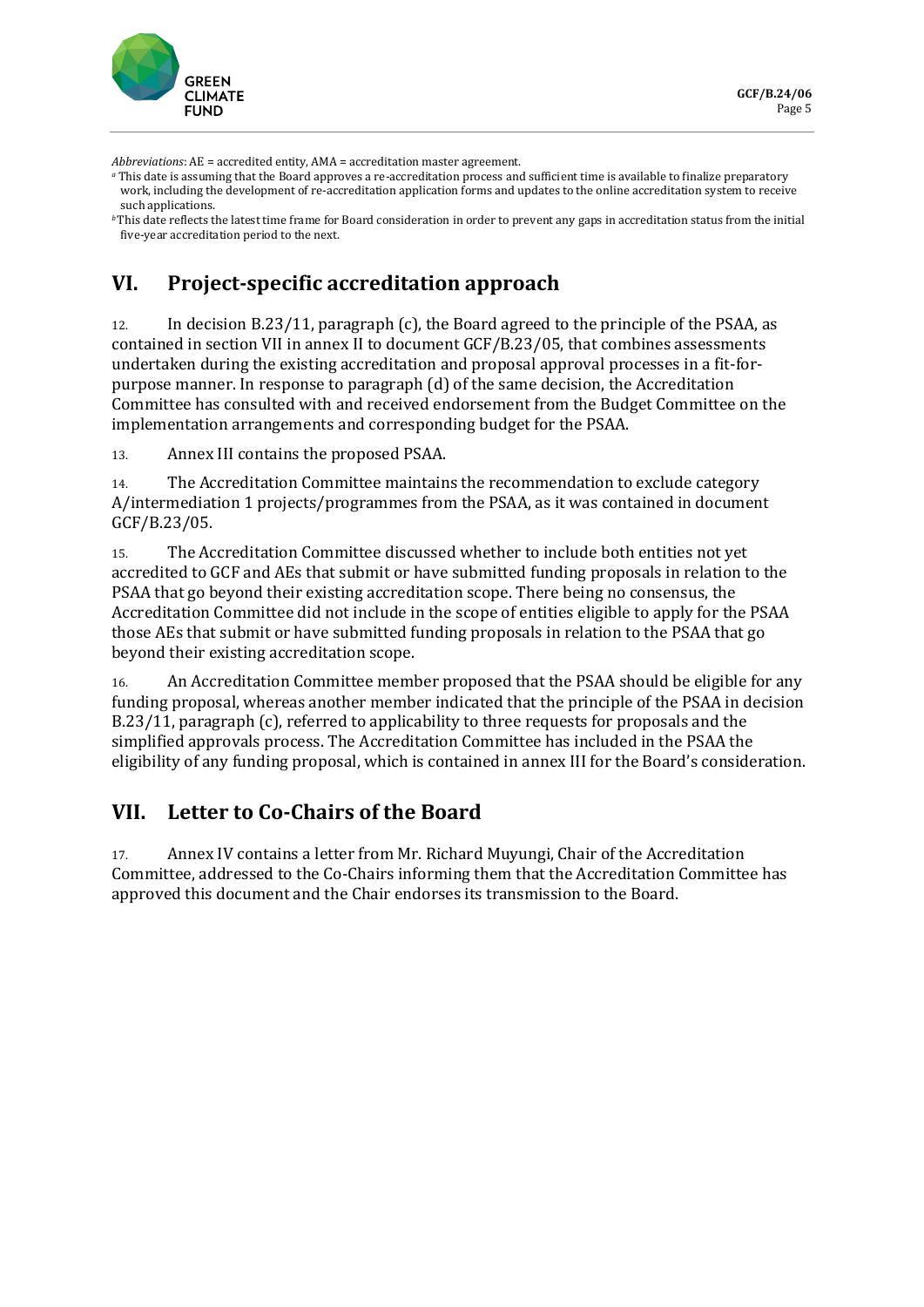*Abbreviations*: AE = accredited entity, AMA = accreditation master agreement.

[a] This date is assuming that the Board approves a re-accreditation process and sufficient time is available to finalize preparatory work, including the development of re-accreditation application forms and updates to the online accreditation system to receive such applications.

[b] This date reflects the latest time frame for Board consideration in order to prevent any gaps in accreditation status from the initial five-year accreditation period to the next.

## VI. Project-specific accreditation approach

12. In decision B.23/11, paragraph (c), the Board agreed to the principle of the PSAA, as contained in section VII in annex II to document GCF/B.23/05, that combines assessments undertaken during the existing accreditation and proposal approval processes in a fit-for-purpose manner. In response to paragraph (d) of the same decision, the Accreditation Committee has consulted with and received endorsement from the Budget Committee on the implementation arrangements and corresponding budget for the PSAA.

13. Annex III contains the proposed PSAA.

14. The Accreditation Committee maintains the recommendation to exclude category A/intermediation 1 projects/programmes from the PSAA, as it was contained in document GCF/B.23/05.

15. The Accreditation Committee discussed whether to include both entities not yet accredited to GCF and AEs that submit or have submitted funding proposals in relation to the PSAA that go beyond their existing accreditation scope. There being no consensus, the Accreditation Committee did not include in the scope of entities eligible to apply for the PSAA those AEs that submit or have submitted funding proposals in relation to the PSAA that go beyond their existing accreditation scope.

16. An Accreditation Committee member proposed that the PSAA should be eligible for any funding proposal, whereas another member indicated that the principle of the PSAA in decision B.23/11, paragraph (c), referred to applicability to three requests for proposals and the simplified approvals process. The Accreditation Committee has included in the PSAA the eligibility of any funding proposal, which is contained in annex III for the Board's consideration.

## VII. Letter to Co-Chairs of the Board

17. Annex IV contains a letter from Mr. Richard Muyungi, Chair of the Accreditation Committee, addressed to the Co-Chairs informing them that the Accreditation Committee has approved this document and the Chair endorses its transmission to the Board.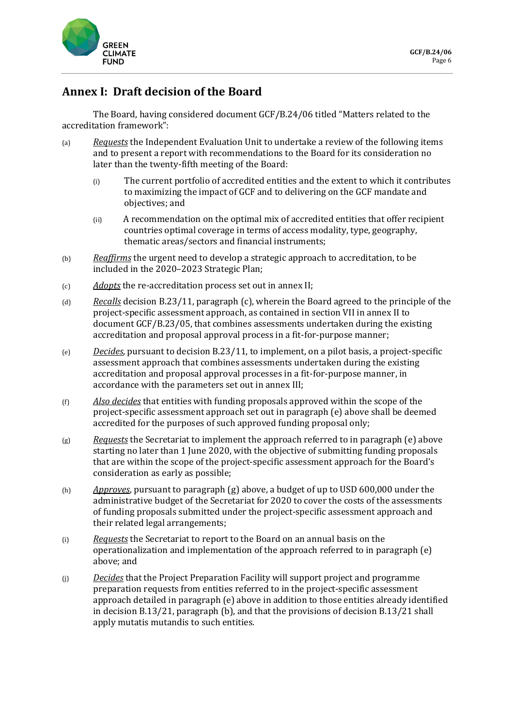## Annex I: Draft decision of the Board

The Board, having considered document GCF/B.24/06 titled "Matters related to the accreditation framework":

(a) *Requests* the Independent Evaluation Unit to undertake a review of the following items and to present a report with recommendations to the Board for its consideration no later than the twenty-fifth meeting of the Board:

  (i) The current portfolio of accredited entities and the extent to which it contributes to maximizing the impact of GCF and to delivering on the GCF mandate and objectives; and

  (ii) A recommendation on the optimal mix of accredited entities that offer recipient countries optimal coverage in terms of access modality, type, geography, thematic areas/sectors and financial instruments;

(b) *Reaffirms* the urgent need to develop a strategic approach to accreditation, to be included in the 2020–2023 Strategic Plan;

(c) *Adopts* the re-accreditation process set out in annex II;

(d) *Recalls* decision B.23/11, paragraph (c), wherein the Board agreed to the principle of the project-specific assessment approach, as contained in section VII in annex II to document GCF/B.23/05, that combines assessments undertaken during the existing accreditation and proposal approval process in a fit-for-purpose manner;

(e) *Decides*, pursuant to decision B.23/11, to implement, on a pilot basis, a project-specific assessment approach that combines assessments undertaken during the existing accreditation and proposal approval processes in a fit-for-purpose manner, in accordance with the parameters set out in annex III;

(f) *Also decides* that entities with funding proposals approved within the scope of the project-specific assessment approach set out in paragraph (e) above shall be deemed accredited for the purposes of such approved funding proposal only;

(g) *Requests* the Secretariat to implement the approach referred to in paragraph (e) above starting no later than 1 June 2020, with the objective of submitting funding proposals that are within the scope of the project-specific assessment approach for the Board's consideration as early as possible;

(h) *Approves*, pursuant to paragraph (g) above, a budget of up to USD 600,000 under the administrative budget of the Secretariat for 2020 to cover the costs of the assessments of funding proposals submitted under the project-specific assessment approach and their related legal arrangements;

(i) *Requests* the Secretariat to report to the Board on an annual basis on the operationalization and implementation of the approach referred to in paragraph (e) above; and

(j) *Decides* that the Project Preparation Facility will support project and programme preparation requests from entities referred to in the project-specific assessment approach detailed in paragraph (e) above in addition to those entities already identified in decision B.13/21, paragraph (b), and that the provisions of decision B.13/21 shall apply mutatis mutandis to such entities.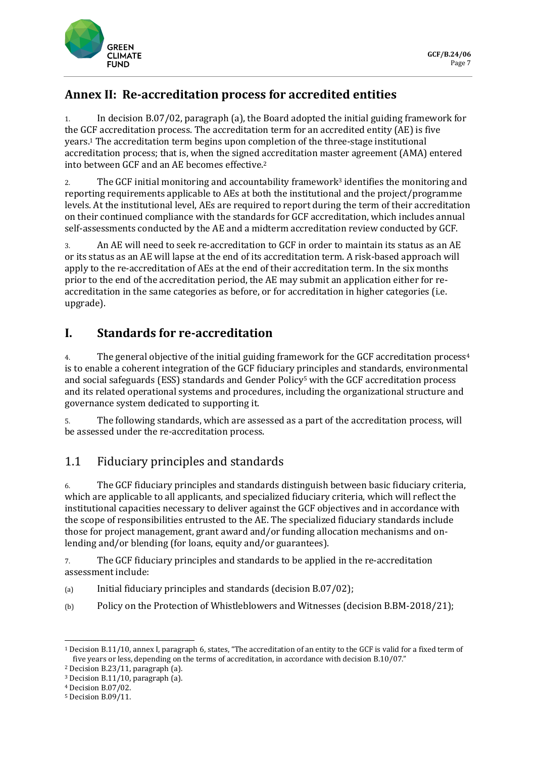# Annex II: Re-accreditation process for accredited entities

1. In decision B.07/02, paragraph (a), the Board adopted the initial guiding framework for the GCF accreditation process. The accreditation term for an accredited entity (AE) is five years.[1] The accreditation term begins upon completion of the three-stage institutional accreditation process; that is, when the signed accreditation master agreement (AMA) entered into between GCF and an AE becomes effective.[2]

2. The GCF initial monitoring and accountability framework[3] identifies the monitoring and reporting requirements applicable to AEs at both the institutional and the project/programme levels. At the institutional level, AEs are required to report during the term of their accreditation on their continued compliance with the standards for GCF accreditation, which includes annual self-assessments conducted by the AE and a midterm accreditation review conducted by GCF.

3. An AE will need to seek re-accreditation to GCF in order to maintain its status as an AE or its status as an AE will lapse at the end of its accreditation term. A risk-based approach will apply to the re-accreditation of AEs at the end of their accreditation term. In the six months prior to the end of the accreditation period, the AE may submit an application either for re-accreditation in the same categories as before, or for accreditation in higher categories (i.e. upgrade).

## I. Standards for re-accreditation

4. The general objective of the initial guiding framework for the GCF accreditation process[4] is to enable a coherent integration of the GCF fiduciary principles and standards, environmental and social safeguards (ESS) standards and Gender Policy[5] with the GCF accreditation process and its related operational systems and procedures, including the organizational structure and governance system dedicated to supporting it.

5. The following standards, which are assessed as a part of the accreditation process, will be assessed under the re-accreditation process.

### 1.1 Fiduciary principles and standards

6. The GCF fiduciary principles and standards distinguish between basic fiduciary criteria, which are applicable to all applicants, and specialized fiduciary criteria, which will reflect the institutional capacities necessary to deliver against the GCF objectives and in accordance with the scope of responsibilities entrusted to the AE. The specialized fiduciary standards include those for project management, grant award and/or funding allocation mechanisms and on-lending and/or blending (for loans, equity and/or guarantees).

7. The GCF fiduciary principles and standards to be applied in the re-accreditation assessment include:

(a) Initial fiduciary principles and standards (decision B.07/02);

(b) Policy on the Protection of Whistleblowers and Witnesses (decision B.BM-2018/21);

---

[1] Decision B.11/10, annex I, paragraph 6, states, "The accreditation of an entity to the GCF is valid for a fixed term of five years or less, depending on the terms of accreditation, in accordance with decision B.10/07."

[2] Decision B.23/11, paragraph (a).

[3] Decision B.11/10, paragraph (a).

[4] Decision B.07/02.

[5] Decision B.09/11.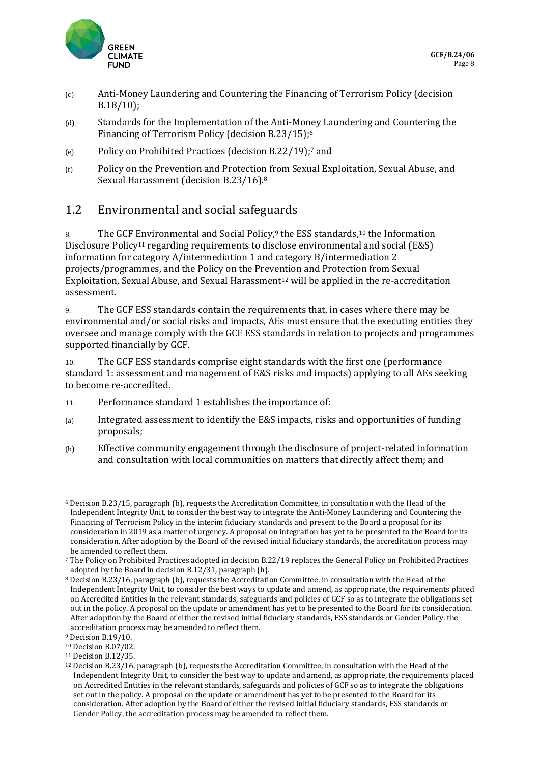(c) Anti-Money Laundering and Countering the Financing of Terrorism Policy (decision B.18/10);

(d) Standards for the Implementation of the Anti-Money Laundering and Countering the Financing of Terrorism Policy (decision B.23/15);[6]

(e) Policy on Prohibited Practices (decision B.22/19);[7] and

(f) Policy on the Prevention and Protection from Sexual Exploitation, Sexual Abuse, and Sexual Harassment (decision B.23/16).[8]

## 1.2 Environmental and social safeguards

8. The GCF Environmental and Social Policy,[9] the ESS standards,[10] the Information Disclosure Policy[11] regarding requirements to disclose environmental and social (E&S) information for category A/intermediation 1 and category B/intermediation 2 projects/programmes, and the Policy on the Prevention and Protection from Sexual Exploitation, Sexual Abuse, and Sexual Harassment[12] will be applied in the re-accreditation assessment.

9. The GCF ESS standards contain the requirements that, in cases where there may be environmental and/or social risks and impacts, AEs must ensure that the executing entities they oversee and manage comply with the GCF ESS standards in relation to projects and programmes supported financially by GCF.

10. The GCF ESS standards comprise eight standards with the first one (performance standard 1: assessment and management of E&S risks and impacts) applying to all AEs seeking to become re-accredited.

11. Performance standard 1 establishes the importance of:

(a) Integrated assessment to identify the E&S impacts, risks and opportunities of funding proposals;

(b) Effective community engagement through the disclosure of project-related information and consultation with local communities on matters that directly affect them; and

---

[6] Decision B.23/15, paragraph (b), requests the Accreditation Committee, in consultation with the Head of the Independent Integrity Unit, to consider the best way to integrate the Anti-Money Laundering and Countering the Financing of Terrorism Policy in the interim fiduciary standards and present to the Board a proposal for its consideration in 2019 as a matter of urgency. A proposal on integration has yet to be presented to the Board for its consideration. After adoption by the Board of the revised initial fiduciary standards, the accreditation process may be amended to reflect them.

[7] The Policy on Prohibited Practices adopted in decision B.22/19 replaces the General Policy on Prohibited Practices adopted by the Board in decision B.12/31, paragraph (h).

[8] Decision B.23/16, paragraph (b), requests the Accreditation Committee, in consultation with the Head of the Independent Integrity Unit, to consider the best ways to update and amend, as appropriate, the requirements placed on Accredited Entities in the relevant standards, safeguards and policies of GCF so as to integrate the obligations set out in the policy. A proposal on the update or amendment has yet to be presented to the Board for its consideration. After adoption by the Board of either the revised initial fiduciary standards, ESS standards or Gender Policy, the accreditation process may be amended to reflect them.

[9] Decision B.19/10.

[10] Decision B.07/02.

[11] Decision B.12/35.

[12] Decision B.23/16, paragraph (b), requests the Accreditation Committee, in consultation with the Head of the Independent Integrity Unit, to consider the best way to update and amend, as appropriate, the requirements placed on Accredited Entities in the relevant standards, safeguards and policies of GCF so as to integrate the obligations set out in the policy. A proposal on the update or amendment has yet to be presented to the Board for its consideration. After adoption by the Board of either the revised initial fiduciary standards, ESS standards or Gender Policy, the accreditation process may be amended to reflect them.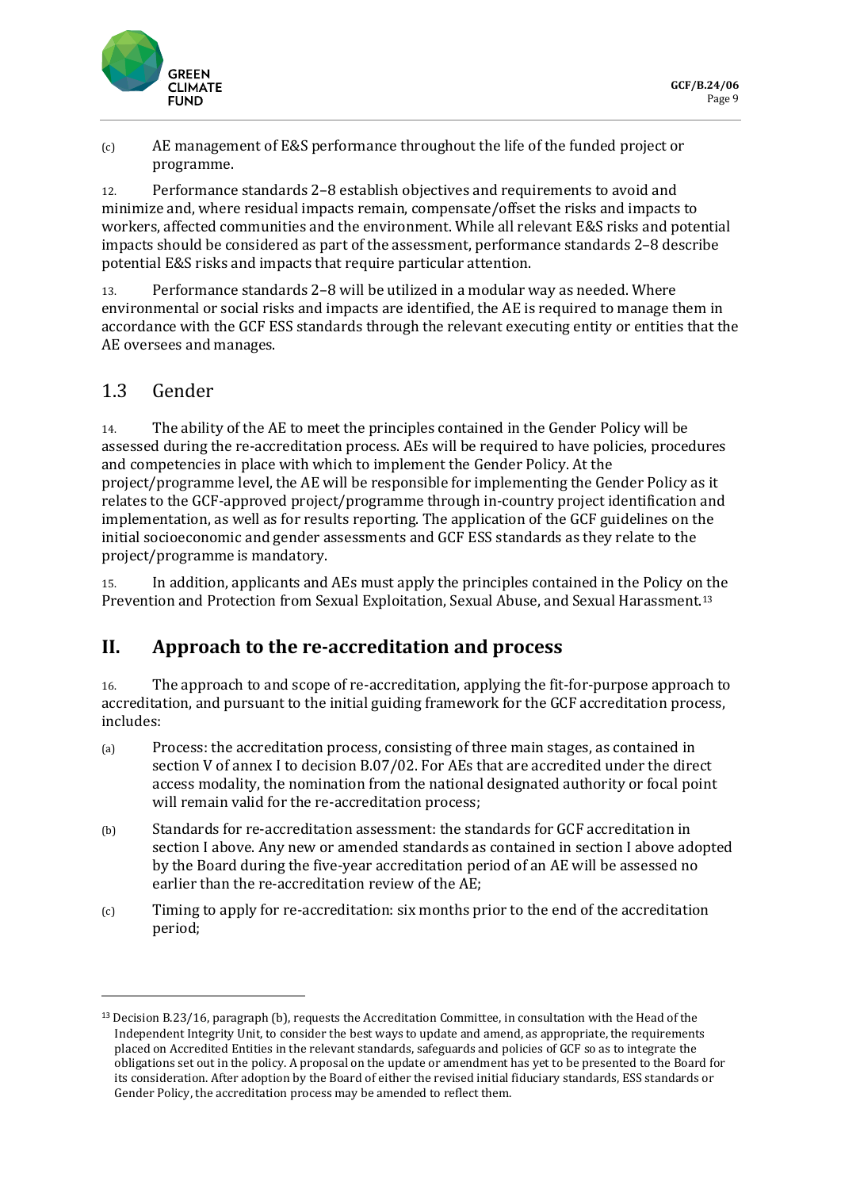(c) AE management of E&S performance throughout the life of the funded project or programme.

12. Performance standards 2–8 establish objectives and requirements to avoid and minimize and, where residual impacts remain, compensate/offset the risks and impacts to workers, affected communities and the environment. While all relevant E&S risks and potential impacts should be considered as part of the assessment, performance standards 2–8 describe potential E&S risks and impacts that require particular attention.

13. Performance standards 2–8 will be utilized in a modular way as needed. Where environmental or social risks and impacts are identified, the AE is required to manage them in accordance with the GCF ESS standards through the relevant executing entity or entities that the AE oversees and manages.

## 1.3 Gender

14. The ability of the AE to meet the principles contained in the Gender Policy will be assessed during the re-accreditation process. AEs will be required to have policies, procedures and competencies in place with which to implement the Gender Policy. At the project/programme level, the AE will be responsible for implementing the Gender Policy as it relates to the GCF-approved project/programme through in-country project identification and implementation, as well as for results reporting. The application of the GCF guidelines on the initial socioeconomic and gender assessments and GCF ESS standards as they relate to the project/programme is mandatory.

15. In addition, applicants and AEs must apply the principles contained in the Policy on the Prevention and Protection from Sexual Exploitation, Sexual Abuse, and Sexual Harassment.[13]

# II. Approach to the re-accreditation and process

16. The approach to and scope of re-accreditation, applying the fit-for-purpose approach to accreditation, and pursuant to the initial guiding framework for the GCF accreditation process, includes:

(a) Process: the accreditation process, consisting of three main stages, as contained in section V of annex I to decision B.07/02. For AEs that are accredited under the direct access modality, the nomination from the national designated authority or focal point will remain valid for the re-accreditation process;

(b) Standards for re-accreditation assessment: the standards for GCF accreditation in section I above. Any new or amended standards as contained in section I above adopted by the Board during the five-year accreditation period of an AE will be assessed no earlier than the re-accreditation review of the AE;

(c) Timing to apply for re-accreditation: six months prior to the end of the accreditation period;

[13] Decision B.23/16, paragraph (b), requests the Accreditation Committee, in consultation with the Head of the Independent Integrity Unit, to consider the best ways to update and amend, as appropriate, the requirements placed on Accredited Entities in the relevant standards, safeguards and policies of GCF so as to integrate the obligations set out in the policy. A proposal on the update or amendment has yet to be presented to the Board for its consideration. After adoption by the Board of either the revised initial fiduciary standards, ESS standards or Gender Policy, the accreditation process may be amended to reflect them.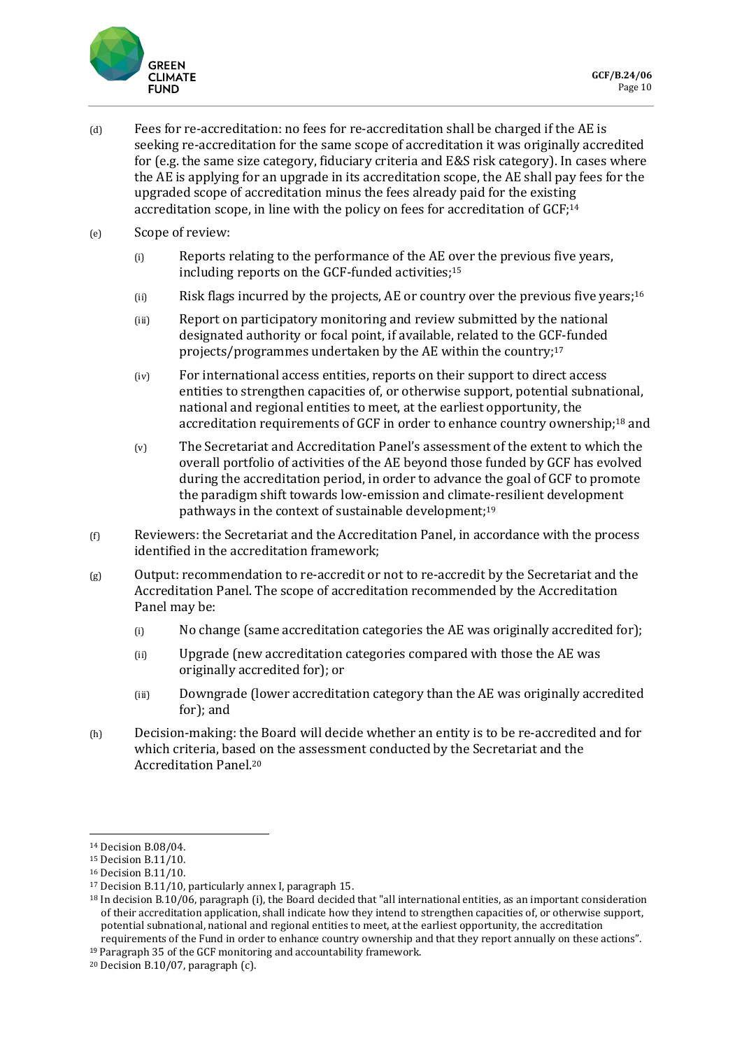(d) Fees for re-accreditation: no fees for re-accreditation shall be charged if the AE is seeking re-accreditation for the same scope of accreditation it was originally accredited for (e.g. the same size category, fiduciary criteria and E&S risk category). In cases where the AE is applying for an upgrade in its accreditation scope, the AE shall pay fees for the upgraded scope of accreditation minus the fees already paid for the existing accreditation scope, in line with the policy on fees for accreditation of GCF;[14]

(e) Scope of review:

(i) Reports relating to the performance of the AE over the previous five years, including reports on the GCF-funded activities;[15]

(ii) Risk flags incurred by the projects, AE or country over the previous five years;[16]

(iii) Report on participatory monitoring and review submitted by the national designated authority or focal point, if available, related to the GCF-funded projects/programmes undertaken by the AE within the country;[17]

(iv) For international access entities, reports on their support to direct access entities to strengthen capacities of, or otherwise support, potential subnational, national and regional entities to meet, at the earliest opportunity, the accreditation requirements of GCF in order to enhance country ownership;[18] and

(v) The Secretariat and Accreditation Panel's assessment of the extent to which the overall portfolio of activities of the AE beyond those funded by GCF has evolved during the accreditation period, in order to advance the goal of GCF to promote the paradigm shift towards low-emission and climate-resilient development pathways in the context of sustainable development;[19]

(f) Reviewers: the Secretariat and the Accreditation Panel, in accordance with the process identified in the accreditation framework;

(g) Output: recommendation to re-accredit or not to re-accredit by the Secretariat and the Accreditation Panel. The scope of accreditation recommended by the Accreditation Panel may be:

(i) No change (same accreditation categories the AE was originally accredited for);

(ii) Upgrade (new accreditation categories compared with those the AE was originally accredited for); or

(iii) Downgrade (lower accreditation category than the AE was originally accredited for); and

(h) Decision-making: the Board will decide whether an entity is to be re-accredited and for which criteria, based on the assessment conducted by the Secretariat and the Accreditation Panel.[20]

---

[14] Decision B.08/04.

[15] Decision B.11/10.

[16] Decision B.11/10.

[17] Decision B.11/10, particularly annex I, paragraph 15.

[18] In decision B.10/06, paragraph (i), the Board decided that "all international entities, as an important consideration of their accreditation application, shall indicate how they intend to strengthen capacities of, or otherwise support, potential subnational, national and regional entities to meet, at the earliest opportunity, the accreditation requirements of the Fund in order to enhance country ownership and that they report annually on these actions".

[19] Paragraph 35 of the GCF monitoring and accountability framework.

[20] Decision B.10/07, paragraph (c).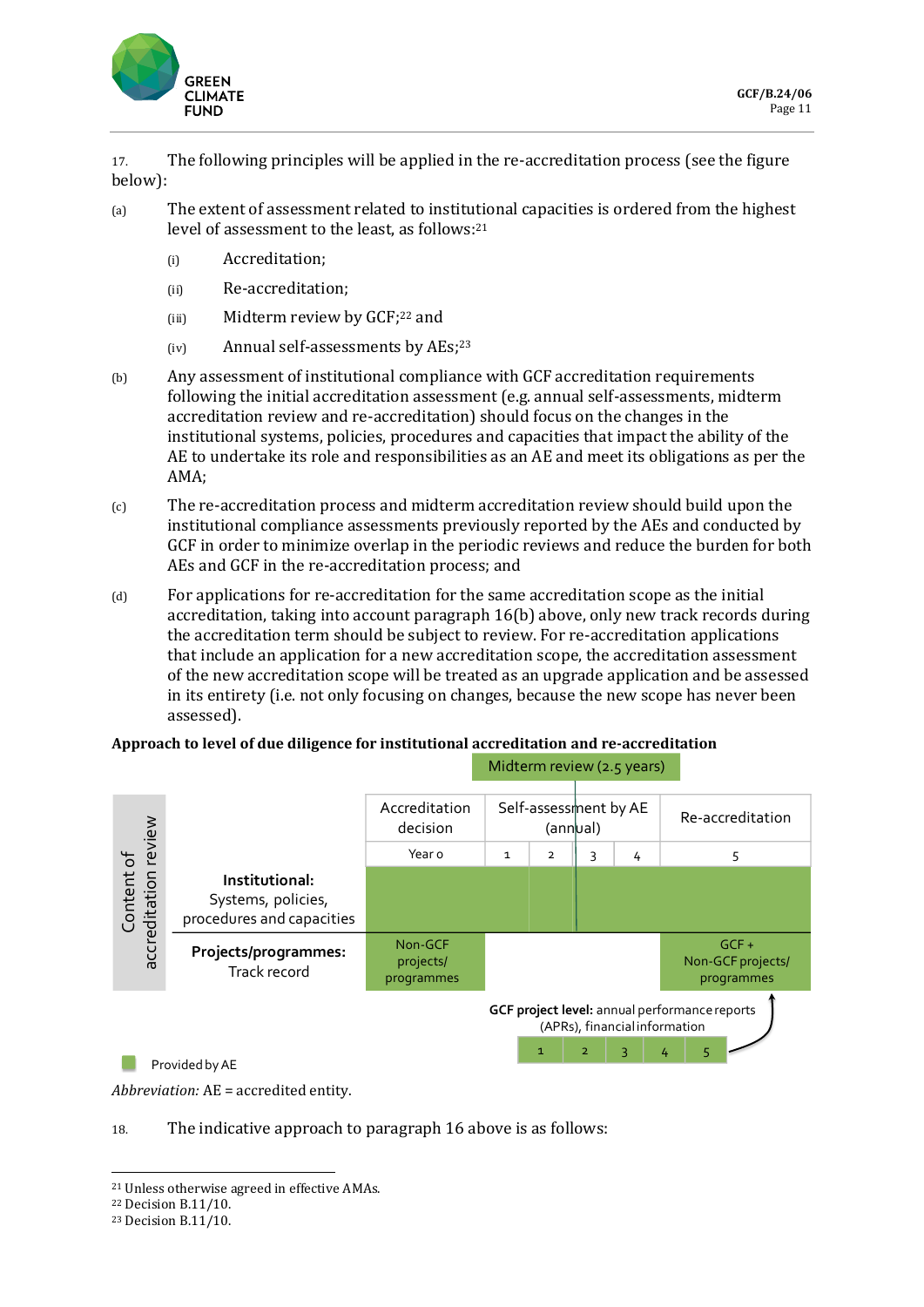17. The following principles will be applied in the re-accreditation process (see the figure below):

(a) The extent of assessment related to institutional capacities is ordered from the highest level of assessment to the least, as follows:[21]

(i) Accreditation;

(ii) Re-accreditation;

(iii) Midterm review by GCF;[22] and

(iv) Annual self-assessments by AEs;[23]

(b) Any assessment of institutional compliance with GCF accreditation requirements following the initial accreditation assessment (e.g. annual self-assessments, midterm accreditation review and re-accreditation) should focus on the changes in the institutional systems, policies, procedures and capacities that impact the ability of the AE to undertake its role and responsibilities as an AE and meet its obligations as per the AMA;

(c) The re-accreditation process and midterm accreditation review should build upon the institutional compliance assessments previously reported by the AEs and conducted by GCF in order to minimize overlap in the periodic reviews and reduce the burden for both AEs and GCF in the re-accreditation process; and

(d) For applications for re-accreditation for the same accreditation scope as the initial accreditation, taking into account paragraph 16(b) above, only new track records during the accreditation term should be subject to review. For re-accreditation applications that include an application for a new accreditation scope, the accreditation assessment of the new accreditation scope will be treated as an upgrade application and be assessed in its entirety (i.e. not only focusing on changes, because the new scope has never been assessed).

**Approach to level of due diligence for institutional accreditation and re-accreditation**

Midterm review (2.5 years)

| Content of accreditation review | Accreditation decision | Self-assessment by AE (annual) | | | | Re-accreditation |
|---|---|---|---|---|---|---|
| | Year 0 | 1 | 2 | 3 | 4 | 5 |
| **Institutional:** Systems, policies, procedures and capacities | Provided by AE | Provided by AE | Provided by AE | Provided by AE | Provided by AE | Provided by AE |
| **Projects/programmes:** Track record | Non-GCF projects/ programmes | | | | | GCF + Non-GCF projects/ programmes |

**GCF project level:** annual performance reports (APRs), financial information

| 1 | 2 | 3 | 4 | 5 |
|---|---|---|---|---|

Provided by AE

*Abbreviation:* AE = accredited entity.

18. The indicative approach to paragraph 16 above is as follows:

---

[21] Unless otherwise agreed in effective AMAs.

[22] Decision B.11/10.

[23] Decision B.11/10.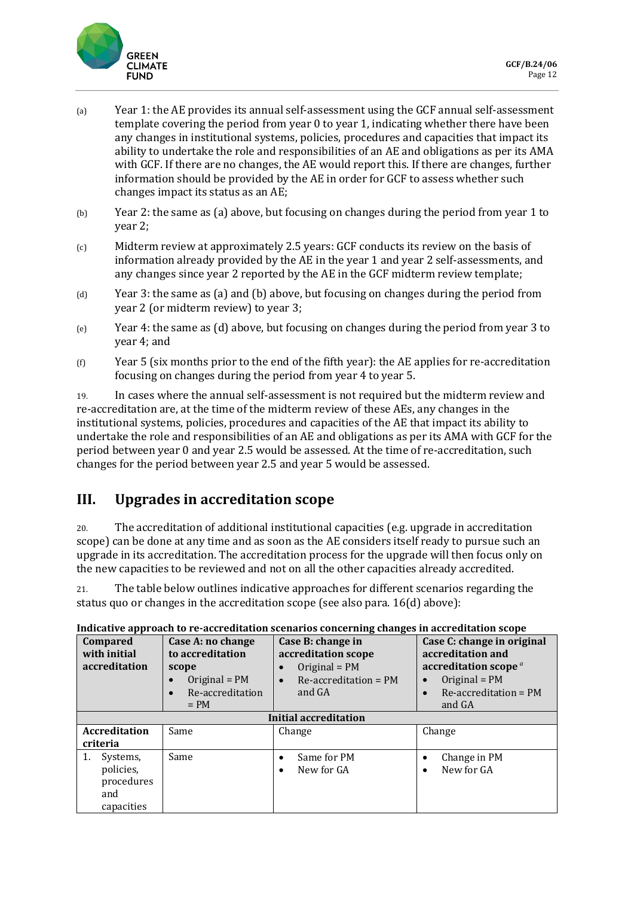(a) Year 1: the AE provides its annual self-assessment using the GCF annual self-assessment template covering the period from year 0 to year 1, indicating whether there have been any changes in institutional systems, policies, procedures and capacities that impact its ability to undertake the role and responsibilities of an AE and obligations as per its AMA with GCF. If there are no changes, the AE would report this. If there are changes, further information should be provided by the AE in order for GCF to assess whether such changes impact its status as an AE;

(b) Year 2: the same as (a) above, but focusing on changes during the period from year 1 to year 2;

(c) Midterm review at approximately 2.5 years: GCF conducts its review on the basis of information already provided by the AE in the year 1 and year 2 self-assessments, and any changes since year 2 reported by the AE in the GCF midterm review template;

(d) Year 3: the same as (a) and (b) above, but focusing on changes during the period from year 2 (or midterm review) to year 3;

(e) Year 4: the same as (d) above, but focusing on changes during the period from year 3 to year 4; and

(f) Year 5 (six months prior to the end of the fifth year): the AE applies for re-accreditation focusing on changes during the period from year 4 to year 5.

19. In cases where the annual self-assessment is not required but the midterm review and re-accreditation are, at the time of the midterm review of these AEs, any changes in the institutional systems, policies, procedures and capacities of the AE that impact its ability to undertake the role and responsibilities of an AE and obligations as per its AMA with GCF for the period between year 0 and year 2.5 would be assessed. At the time of re-accreditation, such changes for the period between year 2.5 and year 5 would be assessed.

# III. Upgrades in accreditation scope

20. The accreditation of additional institutional capacities (e.g. upgrade in accreditation scope) can be done at any time and as soon as the AE considers itself ready to pursue such an upgrade in its accreditation. The accreditation process for the upgrade will then focus only on the new capacities to be reviewed and not on all the other capacities already accredited.

21. The table below outlines indicative approaches for different scenarios regarding the status quo or changes in the accreditation scope (see also para. 16(d) above):

**Indicative approach to re-accreditation scenarios concerning changes in accreditation scope**

| **Compared with initial accreditation** | **Case A: no change to accreditation scope**<br>• Original = PM<br>• Re-accreditation = PM | **Case B: change in accreditation scope**<br>• Original = PM<br>• Re-accreditation = PM and GA | **Case C: change in original accreditation and accreditation scope** [a]<br>• Original = PM<br>• Re-accreditation = PM and GA |
|---|---|---|---|
| **Initial accreditation** | | | |
| **Accreditation criteria** | Same | Change | Change |
| 1. Systems, policies, procedures and capacities | Same | • Same for PM<br>• New for GA | • Change in PM<br>• New for GA |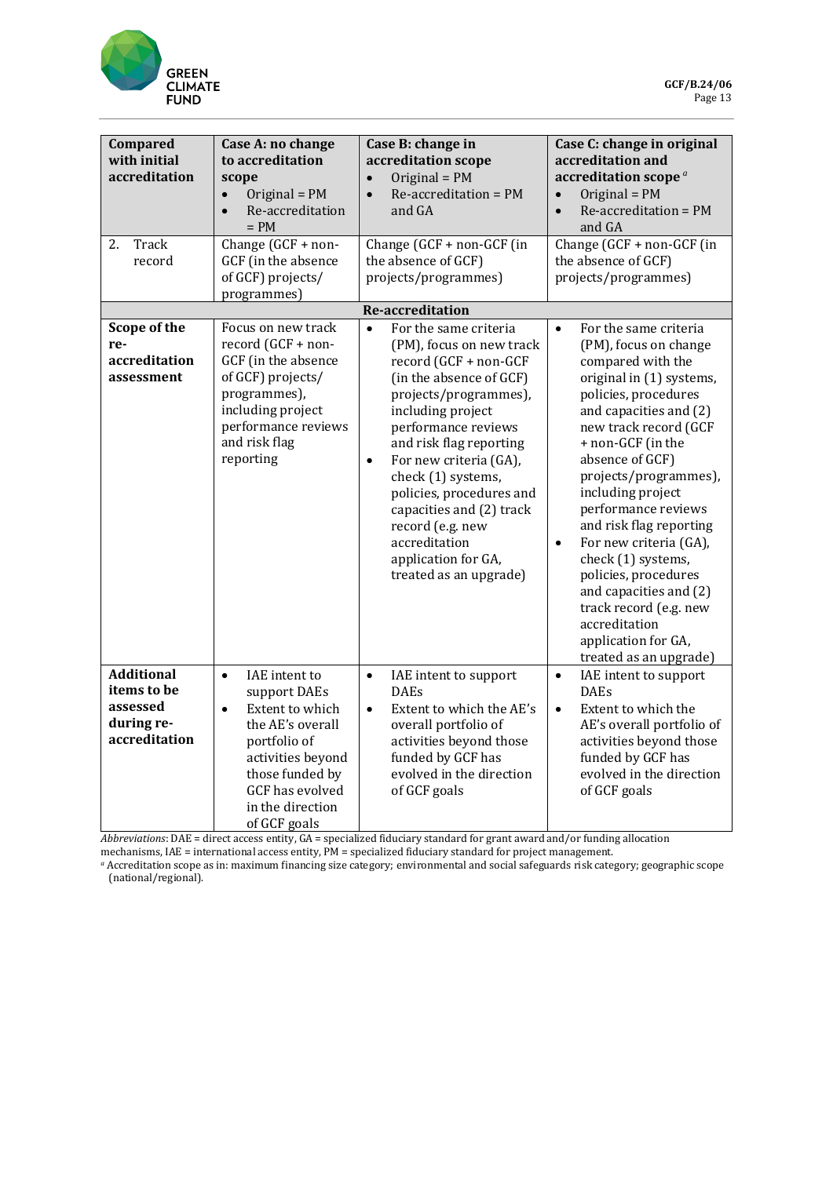| Compared with initial accreditation | Case A: no change to accreditation scope<br>• Original = PM<br>• Re-accreditation = PM | Case B: change in accreditation scope<br>• Original = PM<br>• Re-accreditation = PM and GA | Case C: change in original accreditation and accreditation scope [a]<br>• Original = PM<br>• Re-accreditation = PM and GA |
|---|---|---|---|
| 2. Track record | Change (GCF + non-GCF (in the absence of GCF) projects/ programmes) | Change (GCF + non-GCF (in the absence of GCF) projects/programmes) | Change (GCF + non-GCF (in the absence of GCF) projects/programmes) |
| **Re-accreditation** | | | |
| **Scope of the re-accreditation assessment** | Focus on new track record (GCF + non-GCF (in the absence of GCF) projects/ programmes), including project performance reviews and risk flag reporting | • For the same criteria (PM), focus on new track record (GCF + non-GCF (in the absence of GCF) projects/programmes), including project performance reviews and risk flag reporting<br>• For new criteria (GA), check (1) systems, policies, procedures and capacities and (2) track record (e.g. new accreditation application for GA, treated as an upgrade) | • For the same criteria (PM), focus on change compared with the original in (1) systems, policies, procedures and capacities and (2) new track record (GCF + non-GCF (in the absence of GCF) projects/programmes), including project performance reviews and risk flag reporting<br>• For new criteria (GA), check (1) systems, policies, procedures and capacities and (2) track record (e.g. new accreditation application for GA, treated as an upgrade) |
| **Additional items to be assessed during re-accreditation** | • IAE intent to support DAEs<br>• Extent to which the AE's overall portfolio of activities beyond those funded by GCF has evolved in the direction of GCF goals | • IAE intent to support DAEs<br>• Extent to which the AE's overall portfolio of activities beyond those funded by GCF has evolved in the direction of GCF goals | • IAE intent to support DAEs<br>• Extent to which the AE's overall portfolio of activities beyond those funded by GCF has evolved in the direction of GCF goals |

*Abbreviations*: DAE = direct access entity, GA = specialized fiduciary standard for grant award and/or funding allocation mechanisms, IAE = international access entity, PM = specialized fiduciary standard for project management.

[a] Accreditation scope as in: maximum financing size category; environmental and social safeguards risk category; geographic scope (national/regional).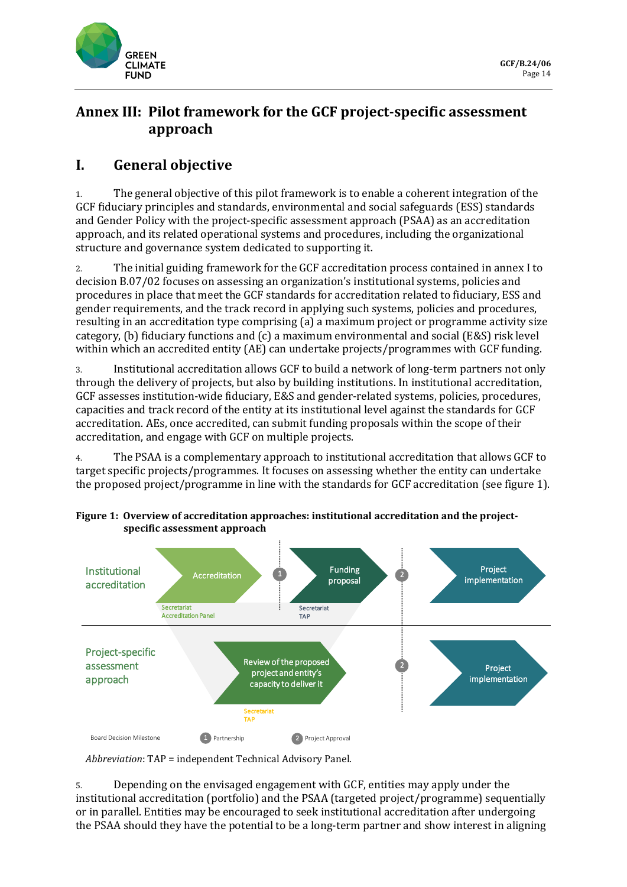# Annex III: Pilot framework for the GCF project-specific assessment approach

## I. General objective

1. The general objective of this pilot framework is to enable a coherent integration of the GCF fiduciary principles and standards, environmental and social safeguards (ESS) standards and Gender Policy with the project-specific assessment approach (PSAA) as an accreditation approach, and its related operational systems and procedures, including the organizational structure and governance system dedicated to supporting it.

2. The initial guiding framework for the GCF accreditation process contained in annex I to decision B.07/02 focuses on assessing an organization's institutional systems, policies and procedures in place that meet the GCF standards for accreditation related to fiduciary, ESS and gender requirements, and the track record in applying such systems, policies and procedures, resulting in an accreditation type comprising (a) a maximum project or programme activity size category, (b) fiduciary functions and (c) a maximum environmental and social (E&S) risk level within which an accredited entity (AE) can undertake projects/programmes with GCF funding.

3. Institutional accreditation allows GCF to build a network of long-term partners not only through the delivery of projects, but also by building institutions. In institutional accreditation, GCF assesses institution-wide fiduciary, E&S and gender-related systems, policies, procedures, capacities and track record of the entity at its institutional level against the standards for GCF accreditation. AEs, once accredited, can submit funding proposals within the scope of their accreditation, and engage with GCF on multiple projects.

4. The PSAA is a complementary approach to institutional accreditation that allows GCF to target specific projects/programmes. It focuses on assessing whether the entity can undertake the proposed project/programme in line with the standards for GCF accreditation (see figure 1).

**Figure 1: Overview of accreditation approaches: institutional accreditation and the project-specific assessment approach**

Institutional accreditation: Accreditation (Secretariat, Accreditation Panel) → (1) → Funding proposal (Secretariat, TAP) → (2) → Project implementation

Project-specific assessment approach: Review of the proposed project and entity's capacity to deliver it (Secretariat, TAP) → (2) → Project implementation

Board Decision Milestone: (1) Partnership; (2) Project Approval

*Abbreviation*: TAP = independent Technical Advisory Panel.

5. Depending on the envisaged engagement with GCF, entities may apply under the institutional accreditation (portfolio) and the PSAA (targeted project/programme) sequentially or in parallel. Entities may be encouraged to seek institutional accreditation after undergoing the PSAA should they have the potential to be a long-term partner and show interest in aligning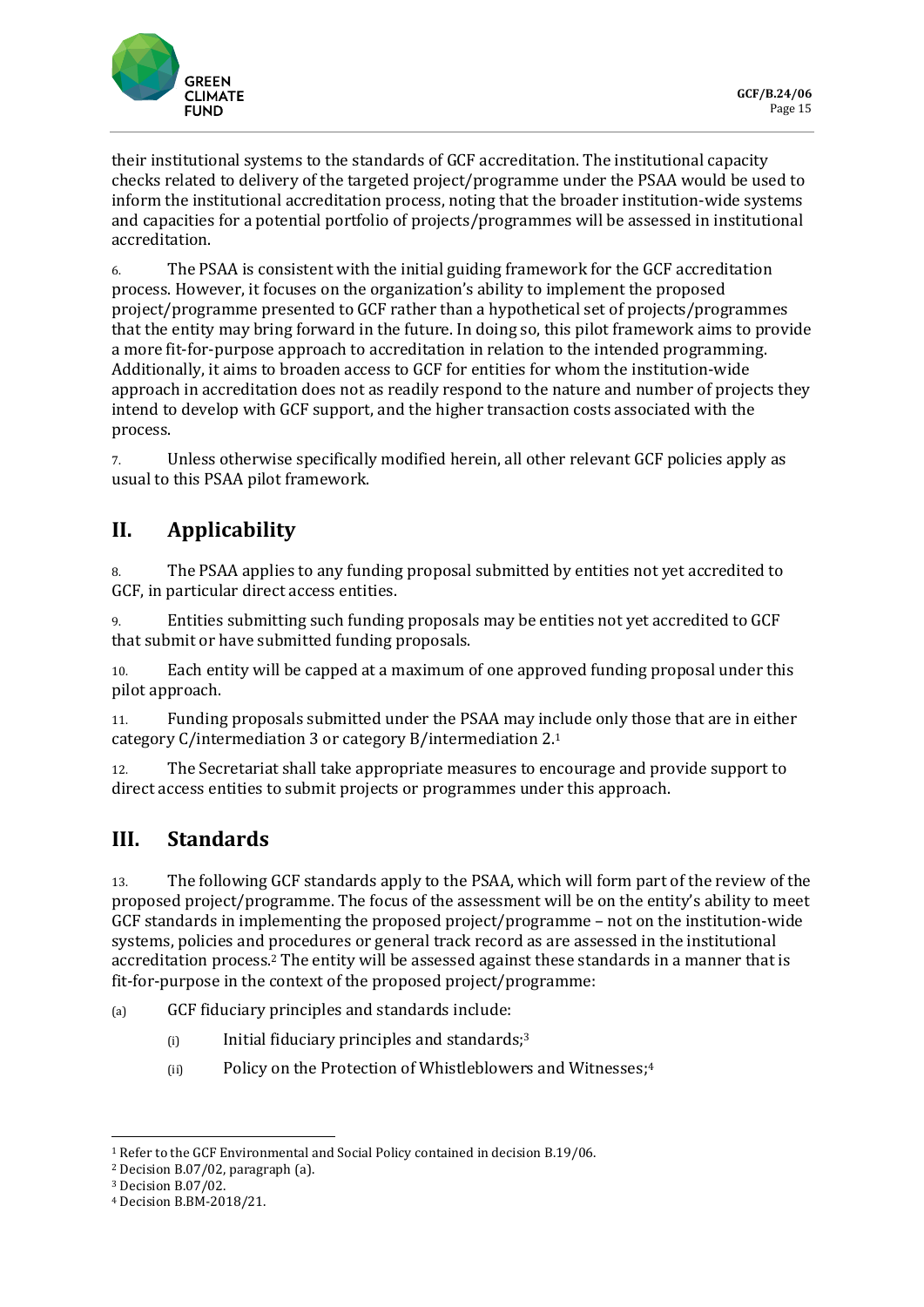their institutional systems to the standards of GCF accreditation. The institutional capacity checks related to delivery of the targeted project/programme under the PSAA would be used to inform the institutional accreditation process, noting that the broader institution-wide systems and capacities for a potential portfolio of projects/programmes will be assessed in institutional accreditation.

6. The PSAA is consistent with the initial guiding framework for the GCF accreditation process. However, it focuses on the organization's ability to implement the proposed project/programme presented to GCF rather than a hypothetical set of projects/programmes that the entity may bring forward in the future. In doing so, this pilot framework aims to provide a more fit-for-purpose approach to accreditation in relation to the intended programming. Additionally, it aims to broaden access to GCF for entities for whom the institution-wide approach in accreditation does not as readily respond to the nature and number of projects they intend to develop with GCF support, and the higher transaction costs associated with the process.

7. Unless otherwise specifically modified herein, all other relevant GCF policies apply as usual to this PSAA pilot framework.

## II. Applicability

8. The PSAA applies to any funding proposal submitted by entities not yet accredited to GCF, in particular direct access entities.

9. Entities submitting such funding proposals may be entities not yet accredited to GCF that submit or have submitted funding proposals.

10. Each entity will be capped at a maximum of one approved funding proposal under this pilot approach.

11. Funding proposals submitted under the PSAA may include only those that are in either category C/intermediation 3 or category B/intermediation 2.[1]

12. The Secretariat shall take appropriate measures to encourage and provide support to direct access entities to submit projects or programmes under this approach.

## III. Standards

13. The following GCF standards apply to the PSAA, which will form part of the review of the proposed project/programme. The focus of the assessment will be on the entity's ability to meet GCF standards in implementing the proposed project/programme – not on the institution-wide systems, policies and procedures or general track record as are assessed in the institutional accreditation process.[2] The entity will be assessed against these standards in a manner that is fit-for-purpose in the context of the proposed project/programme:

(a) GCF fiduciary principles and standards include:

(i) Initial fiduciary principles and standards;[3]

(ii) Policy on the Protection of Whistleblowers and Witnesses;[4]

---

[1] Refer to the GCF Environmental and Social Policy contained in decision B.19/06.
[2] Decision B.07/02, paragraph (a).
[3] Decision B.07/02.
[4] Decision B.BM-2018/21.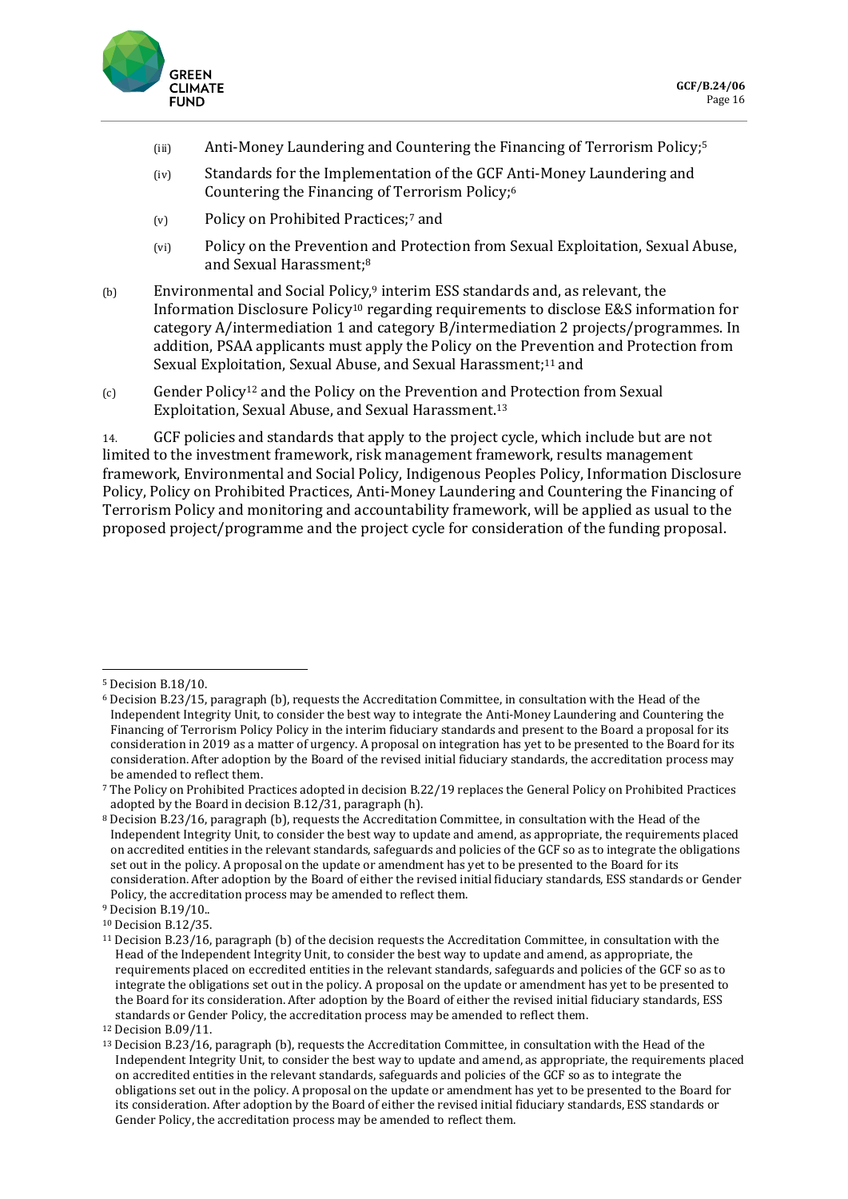(iii) Anti-Money Laundering and Countering the Financing of Terrorism Policy;[5]

(iv) Standards for the Implementation of the GCF Anti-Money Laundering and Countering the Financing of Terrorism Policy;[6]

(v) Policy on Prohibited Practices;[7] and

(vi) Policy on the Prevention and Protection from Sexual Exploitation, Sexual Abuse, and Sexual Harassment;[8]

(b) Environmental and Social Policy,[9] interim ESS standards and, as relevant, the Information Disclosure Policy[10] regarding requirements to disclose E&S information for category A/intermediation 1 and category B/intermediation 2 projects/programmes. In addition, PSAA applicants must apply the Policy on the Prevention and Protection from Sexual Exploitation, Sexual Abuse, and Sexual Harassment;[11] and

(c) Gender Policy[12] and the Policy on the Prevention and Protection from Sexual Exploitation, Sexual Abuse, and Sexual Harassment.[13]

14. GCF policies and standards that apply to the project cycle, which include but are not limited to the investment framework, risk management framework, results management framework, Environmental and Social Policy, Indigenous Peoples Policy, Information Disclosure Policy, Policy on Prohibited Practices, Anti-Money Laundering and Countering the Financing of Terrorism Policy and monitoring and accountability framework, will be applied as usual to the proposed project/programme and the project cycle for consideration of the funding proposal.

---

[5] Decision B.18/10.

[6] Decision B.23/15, paragraph (b), requests the Accreditation Committee, in consultation with the Head of the Independent Integrity Unit, to consider the best way to integrate the Anti-Money Laundering and Countering the Financing of Terrorism Policy Policy in the interim fiduciary standards and present to the Board a proposal for its consideration in 2019 as a matter of urgency. A proposal on integration has yet to be presented to the Board for its consideration. After adoption by the Board of the revised initial fiduciary standards, the accreditation process may be amended to reflect them.

[7] The Policy on Prohibited Practices adopted in decision B.22/19 replaces the General Policy on Prohibited Practices adopted by the Board in decision B.12/31, paragraph (h).

[8] Decision B.23/16, paragraph (b), requests the Accreditation Committee, in consultation with the Head of the Independent Integrity Unit, to consider the best way to update and amend, as appropriate, the requirements placed on accredited entities in the relevant standards, safeguards and policies of the GCF so as to integrate the obligations set out in the policy. A proposal on the update or amendment has yet to be presented to the Board for its consideration. After adoption by the Board of either the revised initial fiduciary standards, ESS standards or Gender Policy, the accreditation process may be amended to reflect them.

[9] Decision B.19/10..

[10] Decision B.12/35.

[11] Decision B.23/16, paragraph (b) of the decision requests the Accreditation Committee, in consultation with the Head of the Independent Integrity Unit, to consider the best way to update and amend, as appropriate, the requirements placed on eccredited entities in the relevant standards, safeguards and policies of the GCF so as to integrate the obligations set out in the policy. A proposal on the update or amendment has yet to be presented to the Board for its consideration. After adoption by the Board of either the revised initial fiduciary standards, ESS standards or Gender Policy, the accreditation process may be amended to reflect them.

[12] Decision B.09/11.

[13] Decision B.23/16, paragraph (b), requests the Accreditation Committee, in consultation with the Head of the Independent Integrity Unit, to consider the best way to update and amend, as appropriate, the requirements placed on accredited entities in the relevant standards, safeguards and policies of the GCF so as to integrate the obligations set out in the policy. A proposal on the update or amendment has yet to be presented to the Board for its consideration. After adoption by the Board of either the revised initial fiduciary standards, ESS standards or Gender Policy, the accreditation process may be amended to reflect them.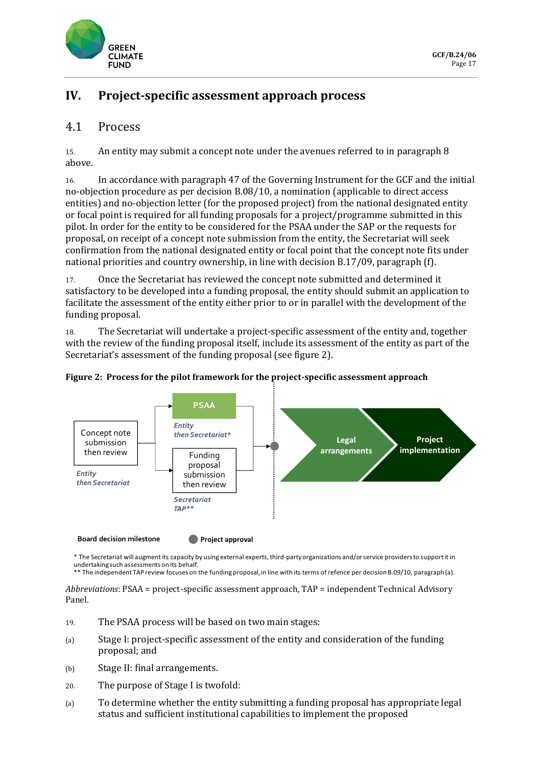# IV. Project-specific assessment approach process

## 4.1 Process

15. An entity may submit a concept note under the avenues referred to in paragraph 8 above.

16. In accordance with paragraph 47 of the Governing Instrument for the GCF and the initial no-objection procedure as per decision B.08/10, a nomination (applicable to direct access entities) and no-objection letter (for the proposed project) from the national designated entity or focal point is required for all funding proposals for a project/programme submitted in this pilot. In order for the entity to be considered for the PSAA under the SAP or the requests for proposal, on receipt of a concept note submission from the entity, the Secretariat will seek confirmation from the national designated entity or focal point that the concept note fits under national priorities and country ownership, in line with decision B.17/09, paragraph (f).

17. Once the Secretariat has reviewed the concept note submitted and determined it satisfactory to be developed into a funding proposal, the entity should submit an application to facilitate the assessment of the entity either prior to or in parallel with the development of the funding proposal.

18. The Secretariat will undertake a project-specific assessment of the entity and, together with the review of the funding proposal itself, include its assessment of the entity as part of the Secretariat's assessment of the funding proposal (see figure 2).

**Figure 2: Process for the pilot framework for the project-specific assessment approach**

Concept note submission then review — *Entity then Secretariat*

PSAA — *Entity then Secretariat**

Funding proposal submission then review — *Secretariat TAP***

Legal arrangements

Project implementation

**Board decision milestone** ● **Project approval**

\* The Secretariat will augment its capacity by using external experts, third-party organizations and/or service providers to support it in undertaking such assessments on its behalf.
\*\* The independent TAP review focuses on the funding proposal, in line with its terms of refence per decision B.09/10, paragraph (a).

*Abbreviations*: PSAA = project-specific assessment approach, TAP = independent Technical Advisory Panel.

19. The PSAA process will be based on two main stages:

(a) Stage I: project-specific assessment of the entity and consideration of the funding proposal; and

(b) Stage II: final arrangements.

20. The purpose of Stage I is twofold:

(a) To determine whether the entity submitting a funding proposal has appropriate legal status and sufficient institutional capabilities to implement the proposed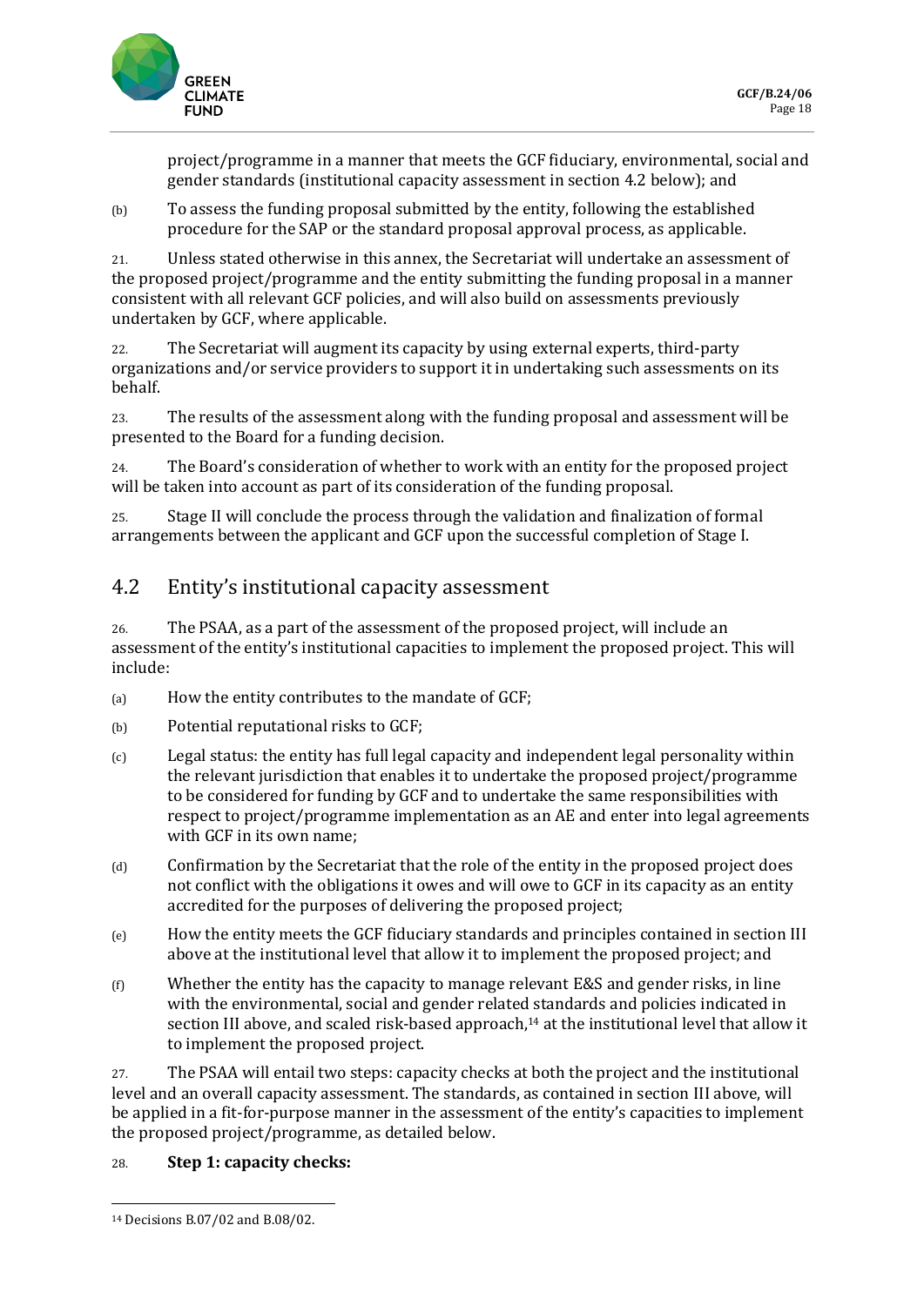project/programme in a manner that meets the GCF fiduciary, environmental, social and gender standards (institutional capacity assessment in section 4.2 below); and

(b) To assess the funding proposal submitted by the entity, following the established procedure for the SAP or the standard proposal approval process, as applicable.

21. Unless stated otherwise in this annex, the Secretariat will undertake an assessment of the proposed project/programme and the entity submitting the funding proposal in a manner consistent with all relevant GCF policies, and will also build on assessments previously undertaken by GCF, where applicable.

22. The Secretariat will augment its capacity by using external experts, third-party organizations and/or service providers to support it in undertaking such assessments on its behalf.

23. The results of the assessment along with the funding proposal and assessment will be presented to the Board for a funding decision.

24. The Board's consideration of whether to work with an entity for the proposed project will be taken into account as part of its consideration of the funding proposal.

25. Stage II will conclude the process through the validation and finalization of formal arrangements between the applicant and GCF upon the successful completion of Stage I.

## 4.2 Entity's institutional capacity assessment

26. The PSAA, as a part of the assessment of the proposed project, will include an assessment of the entity's institutional capacities to implement the proposed project. This will include:

(a) How the entity contributes to the mandate of GCF;

(b) Potential reputational risks to GCF;

(c) Legal status: the entity has full legal capacity and independent legal personality within the relevant jurisdiction that enables it to undertake the proposed project/programme to be considered for funding by GCF and to undertake the same responsibilities with respect to project/programme implementation as an AE and enter into legal agreements with GCF in its own name;

(d) Confirmation by the Secretariat that the role of the entity in the proposed project does not conflict with the obligations it owes and will owe to GCF in its capacity as an entity accredited for the purposes of delivering the proposed project;

(e) How the entity meets the GCF fiduciary standards and principles contained in section III above at the institutional level that allow it to implement the proposed project; and

(f) Whether the entity has the capacity to manage relevant E&S and gender risks, in line with the environmental, social and gender related standards and policies indicated in section III above, and scaled risk-based approach,[14] at the institutional level that allow it to implement the proposed project.

27. The PSAA will entail two steps: capacity checks at both the project and the institutional level and an overall capacity assessment. The standards, as contained in section III above, will be applied in a fit-for-purpose manner in the assessment of the entity's capacities to implement the proposed project/programme, as detailed below.

28. **Step 1: capacity checks:**

[14] Decisions B.07/02 and B.08/02.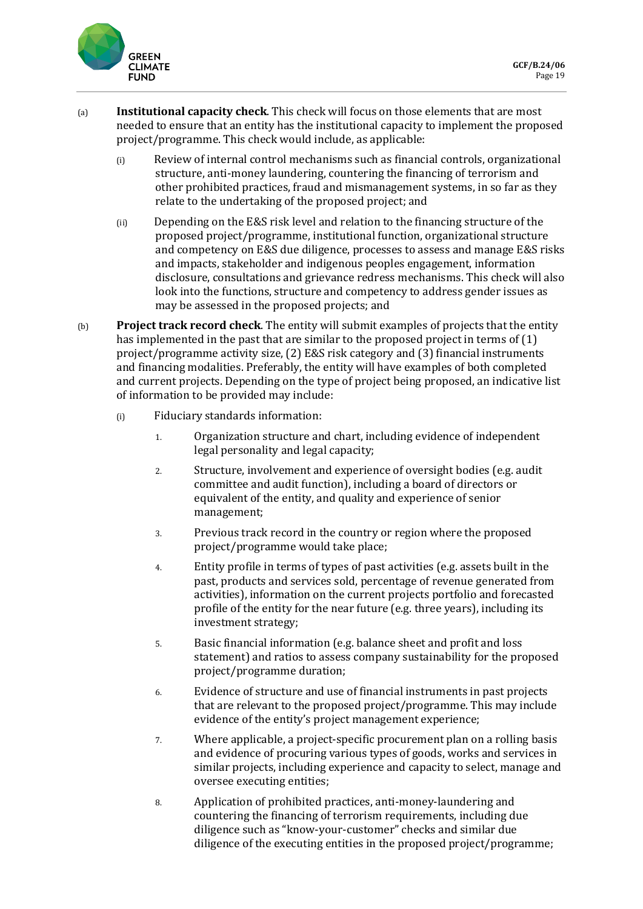(a) **Institutional capacity check**. This check will focus on those elements that are most needed to ensure that an entity has the institutional capacity to implement the proposed project/programme. This check would include, as applicable:

   (i) Review of internal control mechanisms such as financial controls, organizational structure, anti-money laundering, countering the financing of terrorism and other prohibited practices, fraud and mismanagement systems, in so far as they relate to the undertaking of the proposed project; and

   (ii) Depending on the E&S risk level and relation to the financing structure of the proposed project/programme, institutional function, organizational structure and competency on E&S due diligence, processes to assess and manage E&S risks and impacts, stakeholder and indigenous peoples engagement, information disclosure, consultations and grievance redress mechanisms. This check will also look into the functions, structure and competency to address gender issues as may be assessed in the proposed projects; and

(b) **Project track record check**. The entity will submit examples of projects that the entity has implemented in the past that are similar to the proposed project in terms of (1) project/programme activity size, (2) E&S risk category and (3) financial instruments and financing modalities. Preferably, the entity will have examples of both completed and current projects. Depending on the type of project being proposed, an indicative list of information to be provided may include:

   (i) Fiduciary standards information:

      1. Organization structure and chart, including evidence of independent legal personality and legal capacity;

      2. Structure, involvement and experience of oversight bodies (e.g. audit committee and audit function), including a board of directors or equivalent of the entity, and quality and experience of senior management;

      3. Previous track record in the country or region where the proposed project/programme would take place;

      4. Entity profile in terms of types of past activities (e.g. assets built in the past, products and services sold, percentage of revenue generated from activities), information on the current projects portfolio and forecasted profile of the entity for the near future (e.g. three years), including its investment strategy;

      5. Basic financial information (e.g. balance sheet and profit and loss statement) and ratios to assess company sustainability for the proposed project/programme duration;

      6. Evidence of structure and use of financial instruments in past projects that are relevant to the proposed project/programme. This may include evidence of the entity's project management experience;

      7. Where applicable, a project-specific procurement plan on a rolling basis and evidence of procuring various types of goods, works and services in similar projects, including experience and capacity to select, manage and oversee executing entities;

      8. Application of prohibited practices, anti-money-laundering and countering the financing of terrorism requirements, including due diligence such as "know-your-customer" checks and similar due diligence of the executing entities in the proposed project/programme;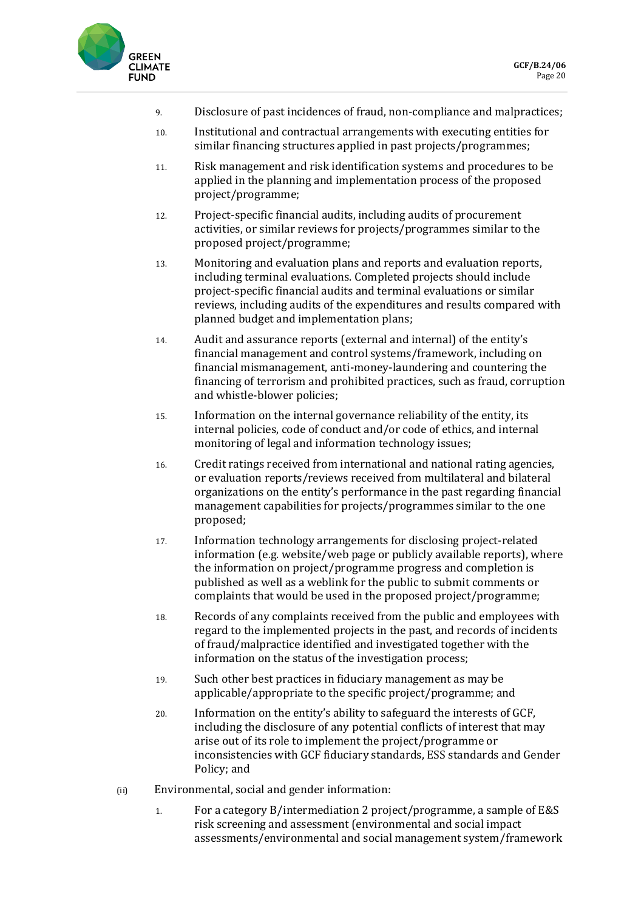9. Disclosure of past incidences of fraud, non-compliance and malpractices;

10. Institutional and contractual arrangements with executing entities for similar financing structures applied in past projects/programmes;

11. Risk management and risk identification systems and procedures to be applied in the planning and implementation process of the proposed project/programme;

12. Project-specific financial audits, including audits of procurement activities, or similar reviews for projects/programmes similar to the proposed project/programme;

13. Monitoring and evaluation plans and reports and evaluation reports, including terminal evaluations. Completed projects should include project-specific financial audits and terminal evaluations or similar reviews, including audits of the expenditures and results compared with planned budget and implementation plans;

14. Audit and assurance reports (external and internal) of the entity's financial management and control systems/framework, including on financial mismanagement, anti-money-laundering and countering the financing of terrorism and prohibited practices, such as fraud, corruption and whistle-blower policies;

15. Information on the internal governance reliability of the entity, its internal policies, code of conduct and/or code of ethics, and internal monitoring of legal and information technology issues;

16. Credit ratings received from international and national rating agencies, or evaluation reports/reviews received from multilateral and bilateral organizations on the entity's performance in the past regarding financial management capabilities for projects/programmes similar to the one proposed;

17. Information technology arrangements for disclosing project-related information (e.g. website/web page or publicly available reports), where the information on project/programme progress and completion is published as well as a weblink for the public to submit comments or complaints that would be used in the proposed project/programme;

18. Records of any complaints received from the public and employees with regard to the implemented projects in the past, and records of incidents of fraud/malpractice identified and investigated together with the information on the status of the investigation process;

19. Such other best practices in fiduciary management as may be applicable/appropriate to the specific project/programme; and

20. Information on the entity's ability to safeguard the interests of GCF, including the disclosure of any potential conflicts of interest that may arise out of its role to implement the project/programme or inconsistencies with GCF fiduciary standards, ESS standards and Gender Policy; and

(ii) Environmental, social and gender information:

1. For a category B/intermediation 2 project/programme, a sample of E&S risk screening and assessment (environmental and social impact assessments/environmental and social management system/framework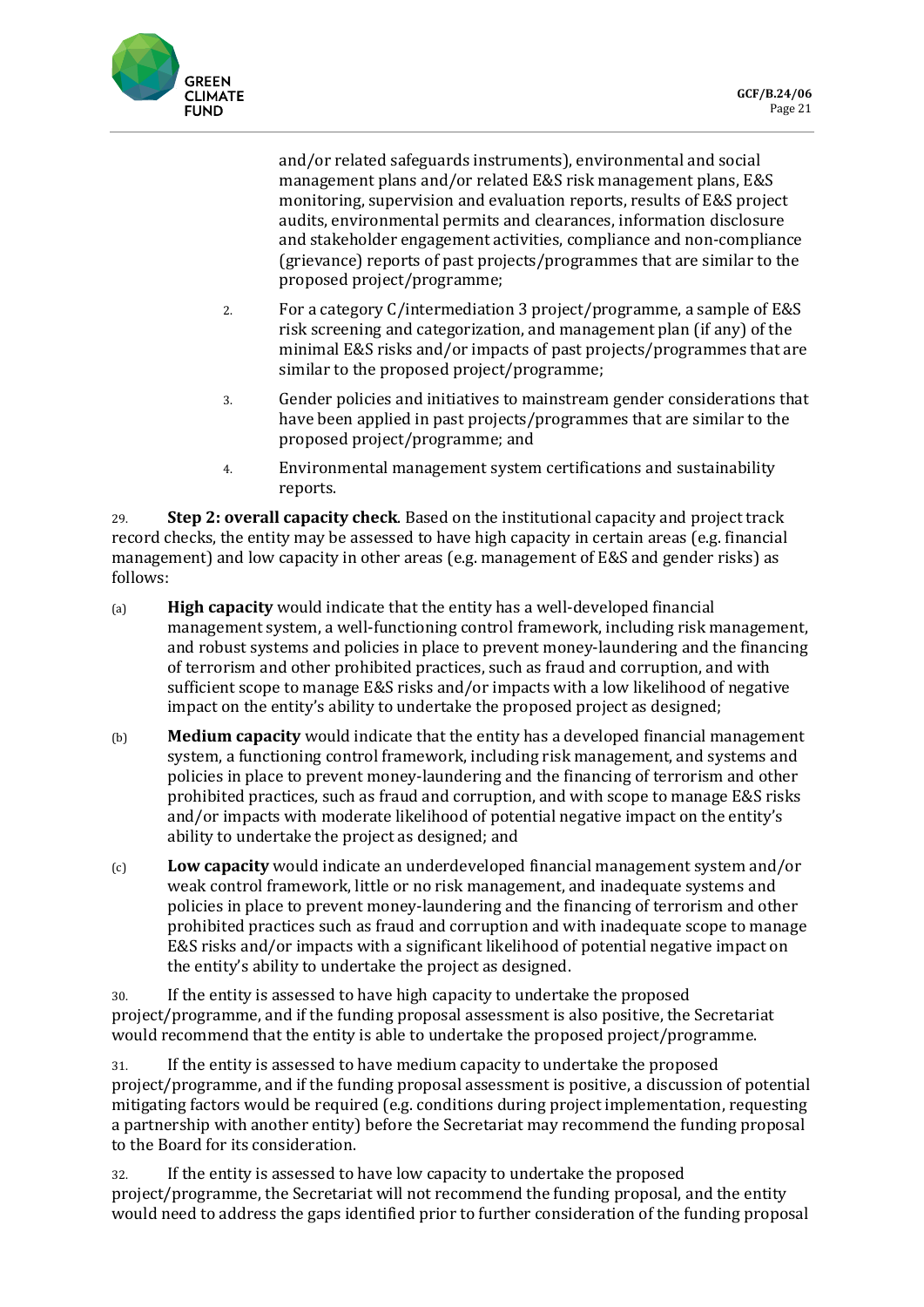and/or related safeguards instruments), environmental and social management plans and/or related E&S risk management plans, E&S monitoring, supervision and evaluation reports, results of E&S project audits, environmental permits and clearances, information disclosure and stakeholder engagement activities, compliance and non-compliance (grievance) reports of past projects/programmes that are similar to the proposed project/programme;

2. For a category C/intermediation 3 project/programme, a sample of E&S risk screening and categorization, and management plan (if any) of the minimal E&S risks and/or impacts of past projects/programmes that are similar to the proposed project/programme;

3. Gender policies and initiatives to mainstream gender considerations that have been applied in past projects/programmes that are similar to the proposed project/programme; and

4. Environmental management system certifications and sustainability reports.

29. **Step 2: overall capacity check**. Based on the institutional capacity and project track record checks, the entity may be assessed to have high capacity in certain areas (e.g. financial management) and low capacity in other areas (e.g. management of E&S and gender risks) as follows:

(a) **High capacity** would indicate that the entity has a well-developed financial management system, a well-functioning control framework, including risk management, and robust systems and policies in place to prevent money-laundering and the financing of terrorism and other prohibited practices, such as fraud and corruption, and with sufficient scope to manage E&S risks and/or impacts with a low likelihood of negative impact on the entity's ability to undertake the proposed project as designed;

(b) **Medium capacity** would indicate that the entity has a developed financial management system, a functioning control framework, including risk management, and systems and policies in place to prevent money-laundering and the financing of terrorism and other prohibited practices, such as fraud and corruption, and with scope to manage E&S risks and/or impacts with moderate likelihood of potential negative impact on the entity's ability to undertake the project as designed; and

(c) **Low capacity** would indicate an underdeveloped financial management system and/or weak control framework, little or no risk management, and inadequate systems and policies in place to prevent money-laundering and the financing of terrorism and other prohibited practices such as fraud and corruption and with inadequate scope to manage E&S risks and/or impacts with a significant likelihood of potential negative impact on the entity's ability to undertake the project as designed.

30. If the entity is assessed to have high capacity to undertake the proposed project/programme, and if the funding proposal assessment is also positive, the Secretariat would recommend that the entity is able to undertake the proposed project/programme.

31. If the entity is assessed to have medium capacity to undertake the proposed project/programme, and if the funding proposal assessment is positive, a discussion of potential mitigating factors would be required (e.g. conditions during project implementation, requesting a partnership with another entity) before the Secretariat may recommend the funding proposal to the Board for its consideration.

32. If the entity is assessed to have low capacity to undertake the proposed project/programme, the Secretariat will not recommend the funding proposal, and the entity would need to address the gaps identified prior to further consideration of the funding proposal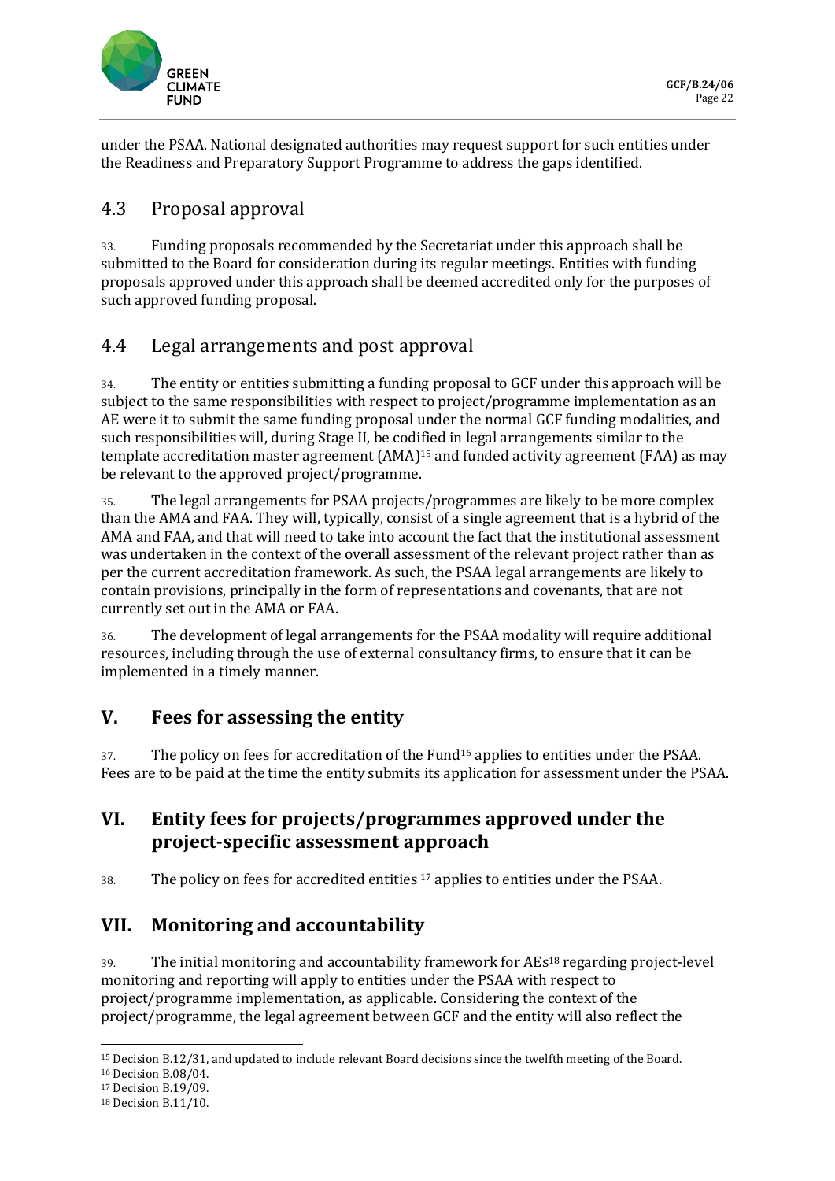under the PSAA. National designated authorities may request support for such entities under the Readiness and Preparatory Support Programme to address the gaps identified.

## 4.3 Proposal approval

33. Funding proposals recommended by the Secretariat under this approach shall be submitted to the Board for consideration during its regular meetings. Entities with funding proposals approved under this approach shall be deemed accredited only for the purposes of such approved funding proposal.

## 4.4 Legal arrangements and post approval

34. The entity or entities submitting a funding proposal to GCF under this approach will be subject to the same responsibilities with respect to project/programme implementation as an AE were it to submit the same funding proposal under the normal GCF funding modalities, and such responsibilities will, during Stage II, be codified in legal arrangements similar to the template accreditation master agreement (AMA)[15] and funded activity agreement (FAA) as may be relevant to the approved project/programme.

35. The legal arrangements for PSAA projects/programmes are likely to be more complex than the AMA and FAA. They will, typically, consist of a single agreement that is a hybrid of the AMA and FAA, and that will need to take into account the fact that the institutional assessment was undertaken in the context of the overall assessment of the relevant project rather than as per the current accreditation framework. As such, the PSAA legal arrangements are likely to contain provisions, principally in the form of representations and covenants, that are not currently set out in the AMA or FAA.

36. The development of legal arrangements for the PSAA modality will require additional resources, including through the use of external consultancy firms, to ensure that it can be implemented in a timely manner.

# V. Fees for assessing the entity

37. The policy on fees for accreditation of the Fund[16] applies to entities under the PSAA. Fees are to be paid at the time the entity submits its application for assessment under the PSAA.

# VI. Entity fees for projects/programmes approved under the project-specific assessment approach

38. The policy on fees for accredited entities [17] applies to entities under the PSAA.

# VII. Monitoring and accountability

39. The initial monitoring and accountability framework for AEs[18] regarding project-level monitoring and reporting will apply to entities under the PSAA with respect to project/programme implementation, as applicable. Considering the context of the project/programme, the legal agreement between GCF and the entity will also reflect the

---

[15] Decision B.12/31, and updated to include relevant Board decisions since the twelfth meeting of the Board.

[16] Decision B.08/04.

[17] Decision B.19/09.

[18] Decision B.11/10.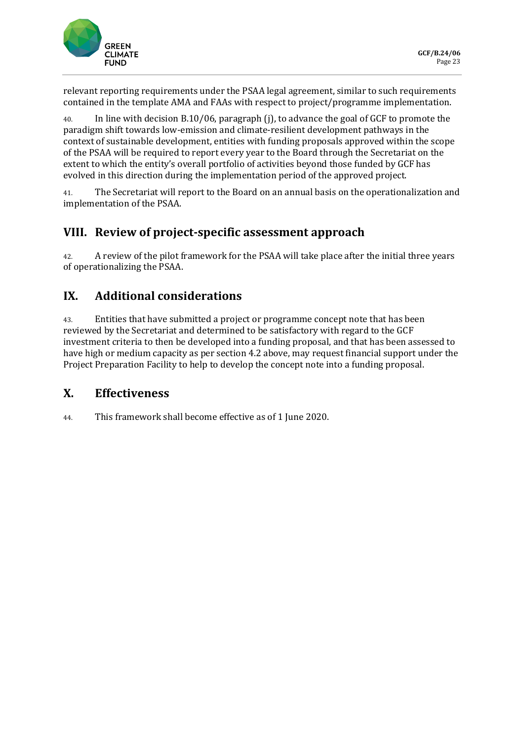relevant reporting requirements under the PSAA legal agreement, similar to such requirements contained in the template AMA and FAAs with respect to project/programme implementation.

40. In line with decision B.10/06, paragraph (j), to advance the goal of GCF to promote the paradigm shift towards low-emission and climate-resilient development pathways in the context of sustainable development, entities with funding proposals approved within the scope of the PSAA will be required to report every year to the Board through the Secretariat on the extent to which the entity's overall portfolio of activities beyond those funded by GCF has evolved in this direction during the implementation period of the approved project.

41. The Secretariat will report to the Board on an annual basis on the operationalization and implementation of the PSAA.

## VIII. Review of project-specific assessment approach

42. A review of the pilot framework for the PSAA will take place after the initial three years of operationalizing the PSAA.

## IX. Additional considerations

43. Entities that have submitted a project or programme concept note that has been reviewed by the Secretariat and determined to be satisfactory with regard to the GCF investment criteria to then be developed into a funding proposal, and that has been assessed to have high or medium capacity as per section 4.2 above, may request financial support under the Project Preparation Facility to help to develop the concept note into a funding proposal.

## X. Effectiveness

44. This framework shall become effective as of 1 June 2020.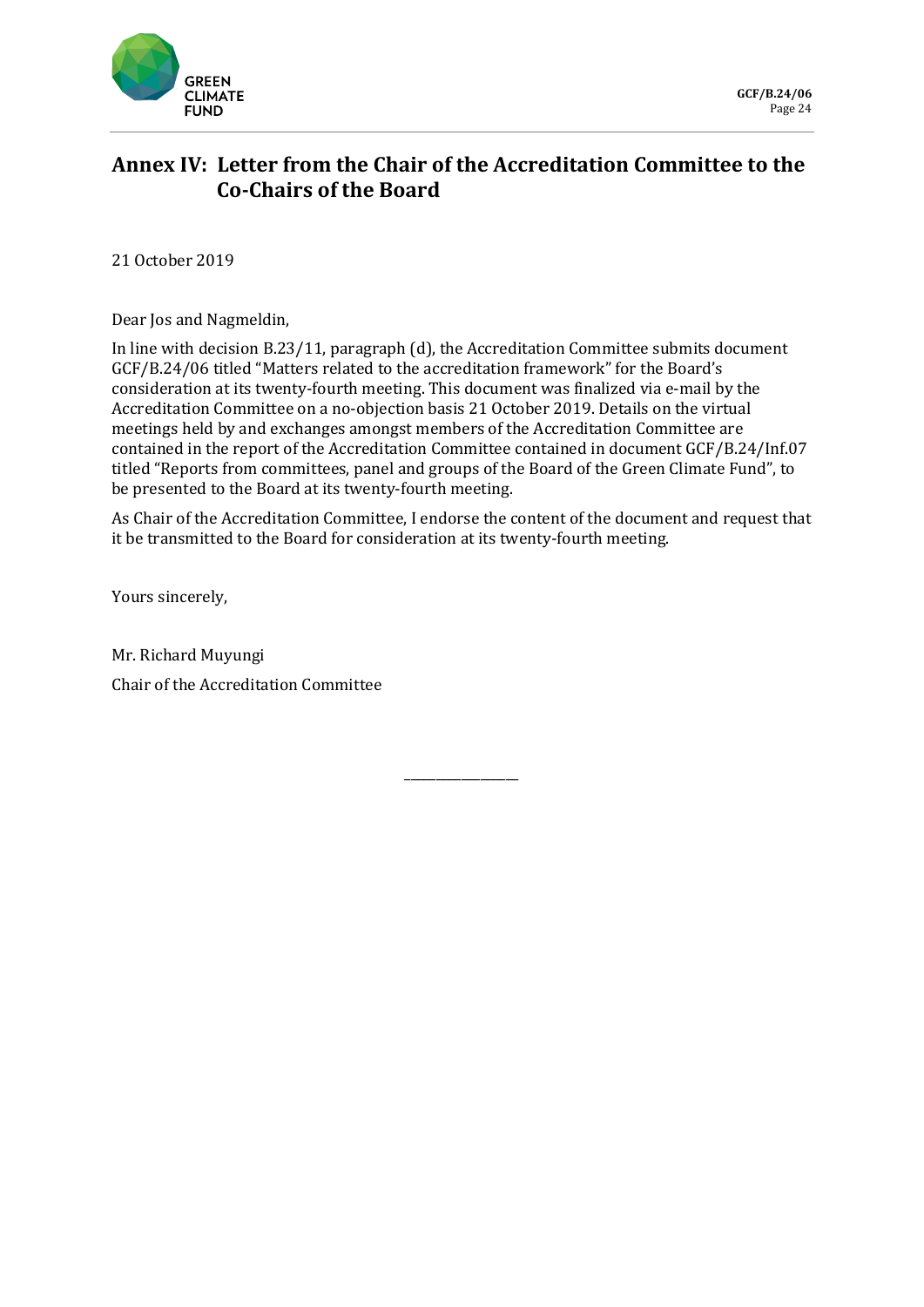# Annex IV: Letter from the Chair of the Accreditation Committee to the Co-Chairs of the Board

21 October 2019

Dear Jos and Nagmeldin,

In line with decision B.23/11, paragraph (d), the Accreditation Committee submits document GCF/B.24/06 titled "Matters related to the accreditation framework" for the Board's consideration at its twenty-fourth meeting. This document was finalized via e-mail by the Accreditation Committee on a no-objection basis 21 October 2019. Details on the virtual meetings held by and exchanges amongst members of the Accreditation Committee are contained in the report of the Accreditation Committee contained in document GCF/B.24/Inf.07 titled "Reports from committees, panel and groups of the Board of the Green Climate Fund", to be presented to the Board at its twenty-fourth meeting.

As Chair of the Accreditation Committee, I endorse the content of the document and request that it be transmitted to the Board for consideration at its twenty-fourth meeting.

Yours sincerely,

Mr. Richard Muyungi

Chair of the Accreditation Committee

______________